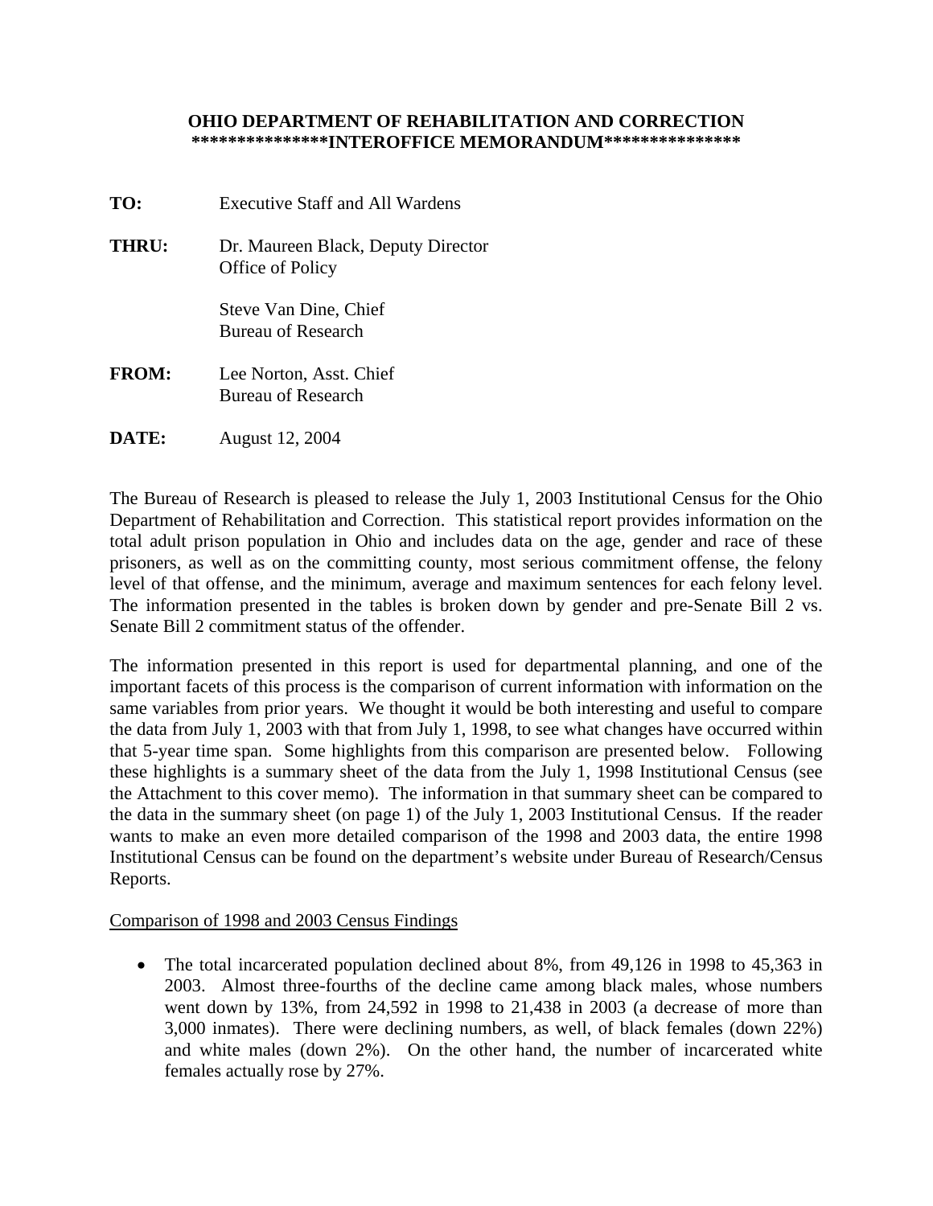**OHIO DEPARTMENT OF REHABILITATION AND CORRECTION**
**\*\*\*\*\*\*\*\*\*\*\*\*\*\*INTEROFFICE MEMORANDUM\*\*\*\*\*\*\*\*\*\*\*\*\*\*\***

**TO:** Executive Staff and All Wardens

**THRU:** Dr. Maureen Black, Deputy Director
Office of Policy

Steve Van Dine, Chief
Bureau of Research

**FROM:** Lee Norton, Asst. Chief
Bureau of Research

**DATE:** August 12, 2004

The Bureau of Research is pleased to release the July 1, 2003 Institutional Census for the Ohio Department of Rehabilitation and Correction. This statistical report provides information on the total adult prison population in Ohio and includes data on the age, gender and race of these prisoners, as well as on the committing county, most serious commitment offense, the felony level of that offense, and the minimum, average and maximum sentences for each felony level. The information presented in the tables is broken down by gender and pre-Senate Bill 2 vs. Senate Bill 2 commitment status of the offender.

The information presented in this report is used for departmental planning, and one of the important facets of this process is the comparison of current information with information on the same variables from prior years. We thought it would be both interesting and useful to compare the data from July 1, 2003 with that from July 1, 1998, to see what changes have occurred within that 5-year time span. Some highlights from this comparison are presented below. Following these highlights is a summary sheet of the data from the July 1, 1998 Institutional Census (see the Attachment to this cover memo). The information in that summary sheet can be compared to the data in the summary sheet (on page 1) of the July 1, 2003 Institutional Census. If the reader wants to make an even more detailed comparison of the 1998 and 2003 data, the entire 1998 Institutional Census can be found on the department's website under Bureau of Research/Census Reports.

<u>Comparison of 1998 and 2003 Census Findings</u>

- The total incarcerated population declined about 8%, from 49,126 in 1998 to 45,363 in 2003. Almost three-fourths of the decline came among black males, whose numbers went down by 13%, from 24,592 in 1998 to 21,438 in 2003 (a decrease of more than 3,000 inmates). There were declining numbers, as well, of black females (down 22%) and white males (down 2%). On the other hand, the number of incarcerated white females actually rose by 27%.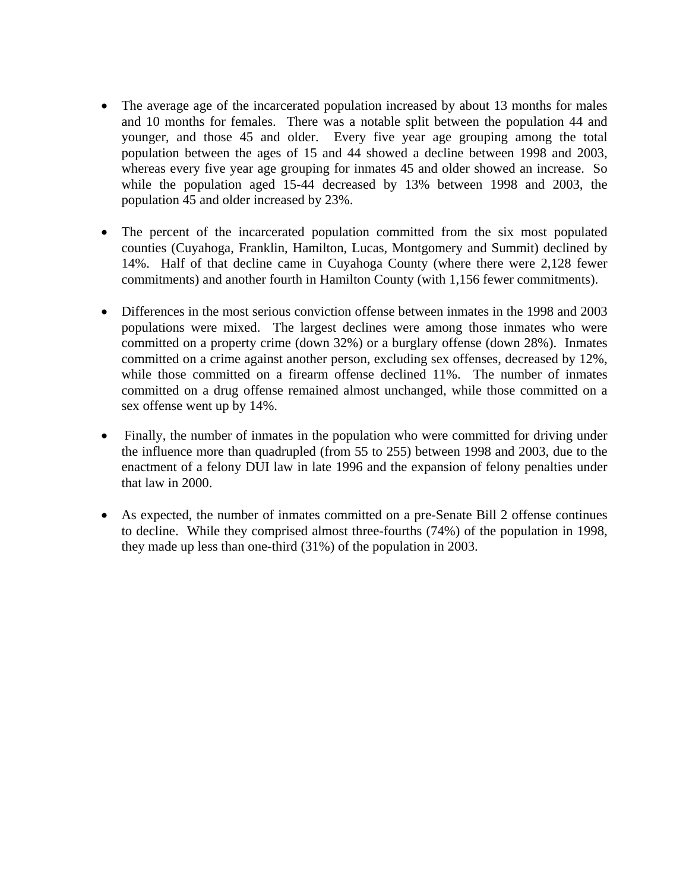- The average age of the incarcerated population increased by about 13 months for males and 10 months for females. There was a notable split between the population 44 and younger, and those 45 and older. Every five year age grouping among the total population between the ages of 15 and 44 showed a decline between 1998 and 2003, whereas every five year age grouping for inmates 45 and older showed an increase. So while the population aged 15-44 decreased by 13% between 1998 and 2003, the population 45 and older increased by 23%.

- The percent of the incarcerated population committed from the six most populated counties (Cuyahoga, Franklin, Hamilton, Lucas, Montgomery and Summit) declined by 14%. Half of that decline came in Cuyahoga County (where there were 2,128 fewer commitments) and another fourth in Hamilton County (with 1,156 fewer commitments).

- Differences in the most serious conviction offense between inmates in the 1998 and 2003 populations were mixed. The largest declines were among those inmates who were committed on a property crime (down 32%) or a burglary offense (down 28%). Inmates committed on a crime against another person, excluding sex offenses, decreased by 12%, while those committed on a firearm offense declined 11%. The number of inmates committed on a drug offense remained almost unchanged, while those committed on a sex offense went up by 14%.

- Finally, the number of inmates in the population who were committed for driving under the influence more than quadrupled (from 55 to 255) between 1998 and 2003, due to the enactment of a felony DUI law in late 1996 and the expansion of felony penalties under that law in 2000.

- As expected, the number of inmates committed on a pre-Senate Bill 2 offense continues to decline. While they comprised almost three-fourths (74%) of the population in 1998, they made up less than one-third (31%) of the population in 2003.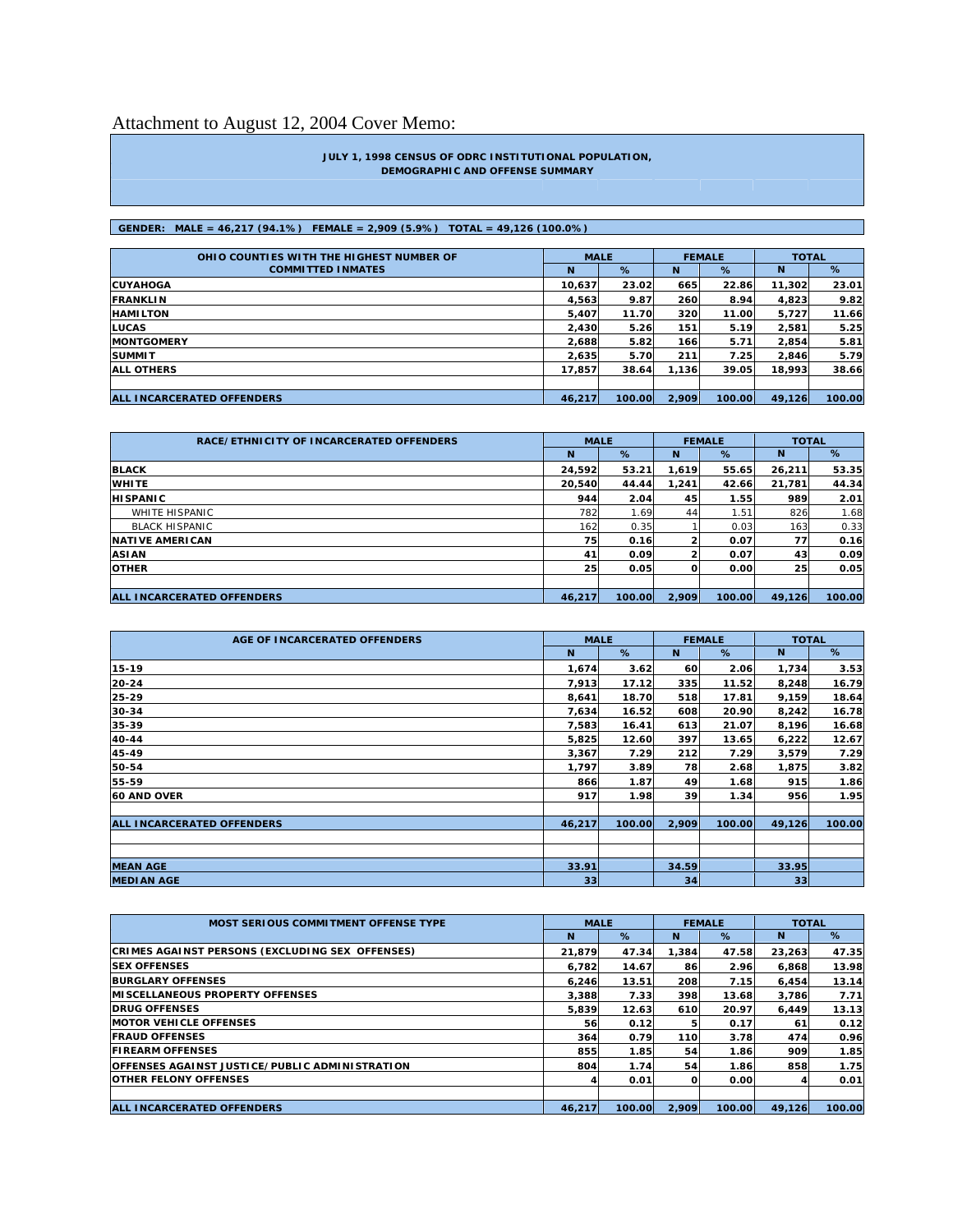Attachment to August 12, 2004 Cover Memo:

**JULY 1, 1998 CENSUS OF ODRC INSTITUTIONAL POPULATION, DEMOGRAPHIC AND OFFENSE SUMMARY**

**GENDER: MALE = 46,217 (94.1%) FEMALE = 2,909 (5.9%) TOTAL = 49,126 (100.0%)**

| OHIO COUNTIES WITH THE HIGHEST NUMBER OF COMMITTED INMATES | MALE | | FEMALE | | TOTAL | |
|---|---|---|---|---|---|---|
| | N | % | N | % | N | % |
| CUYAHOGA | 10,637 | 23.02 | 665 | 22.86 | 11,302 | 23.01 |
| FRANKLIN | 4,563 | 9.87 | 260 | 8.94 | 4,823 | 9.82 |
| HAMILTON | 5,407 | 11.70 | 320 | 11.00 | 5,727 | 11.66 |
| LUCAS | 2,430 | 5.26 | 151 | 5.19 | 2,581 | 5.25 |
| MONTGOMERY | 2,688 | 5.82 | 166 | 5.71 | 2,854 | 5.81 |
| SUMMIT | 2,635 | 5.70 | 211 | 7.25 | 2,846 | 5.79 |
| ALL OTHERS | 17,857 | 38.64 | 1,136 | 39.05 | 18,993 | 38.66 |
| | | | | | | |
| ALL INCARCERATED OFFENDERS | 46,217 | 100.00 | 2,909 | 100.00 | 49,126 | 100.00 |

| RACE/ETHNICITY OF INCARCERATED OFFENDERS | MALE | | FEMALE | | TOTAL | |
|---|---|---|---|---|---|---|
| | N | % | N | % | N | % |
| BLACK | 24,592 | 53.21 | 1,619 | 55.65 | 26,211 | 53.35 |
| WHITE | 20,540 | 44.44 | 1,241 | 42.66 | 21,781 | 44.34 |
| HISPANIC | 944 | 2.04 | 45 | 1.55 | 989 | 2.01 |
| WHITE HISPANIC | 782 | 1.69 | 44 | 1.51 | 826 | 1.68 |
| BLACK HISPANIC | 162 | 0.35 | 1 | 0.03 | 163 | 0.33 |
| NATIVE AMERICAN | 75 | 0.16 | 2 | 0.07 | 77 | 0.16 |
| ASIAN | 41 | 0.09 | 2 | 0.07 | 43 | 0.09 |
| OTHER | 25 | 0.05 | 0 | 0.00 | 25 | 0.05 |
| | | | | | | |
| ALL INCARCERATED OFFENDERS | 46,217 | 100.00 | 2,909 | 100.00 | 49,126 | 100.00 |

| AGE OF INCARCERATED OFFENDERS | MALE | | FEMALE | | TOTAL | |
|---|---|---|---|---|---|---|
| | N | % | N | % | N | % |
| 15-19 | 1,674 | 3.62 | 60 | 2.06 | 1,734 | 3.53 |
| 20-24 | 7,913 | 17.12 | 335 | 11.52 | 8,248 | 16.79 |
| 25-29 | 8,641 | 18.70 | 518 | 17.81 | 9,159 | 18.64 |
| 30-34 | 7,634 | 16.52 | 608 | 20.90 | 8,242 | 16.78 |
| 35-39 | 7,583 | 16.41 | 613 | 21.07 | 8,196 | 16.68 |
| 40-44 | 5,825 | 12.60 | 397 | 13.65 | 6,222 | 12.67 |
| 45-49 | 3,367 | 7.29 | 212 | 7.29 | 3,579 | 7.29 |
| 50-54 | 1,797 | 3.89 | 78 | 2.68 | 1,875 | 3.82 |
| 55-59 | 866 | 1.87 | 49 | 1.68 | 915 | 1.86 |
| 60 AND OVER | 917 | 1.98 | 39 | 1.34 | 956 | 1.95 |
| | | | | | | |
| ALL INCARCERATED OFFENDERS | 46,217 | 100.00 | 2,909 | 100.00 | 49,126 | 100.00 |
| | | | | | | |
| | | | | | | |
| MEAN AGE | 33.91 | | 34.59 | | 33.95 | |
| MEDIAN AGE | 33 | | 34 | | 33 | |

| MOST SERIOUS COMMITMENT OFFENSE TYPE | MALE | | FEMALE | | TOTAL | |
|---|---|---|---|---|---|---|
| | N | % | N | % | N | % |
| CRIMES AGAINST PERSONS (EXCLUDING SEX OFFENSES) | 21,879 | 47.34 | 1,384 | 47.58 | 23,263 | 47.35 |
| SEX OFFENSES | 6,782 | 14.67 | 86 | 2.96 | 6,868 | 13.98 |
| BURGLARY OFFENSES | 6,246 | 13.51 | 208 | 7.15 | 6,454 | 13.14 |
| MISCELLANEOUS PROPERTY OFFENSES | 3,388 | 7.33 | 398 | 13.68 | 3,786 | 7.71 |
| DRUG OFFENSES | 5,839 | 12.63 | 610 | 20.97 | 6,449 | 13.13 |
| MOTOR VEHICLE OFFENSES | 56 | 0.12 | 5 | 0.17 | 61 | 0.12 |
| FRAUD OFFENSES | 364 | 0.79 | 110 | 3.78 | 474 | 0.96 |
| FIREARM OFFENSES | 855 | 1.85 | 54 | 1.86 | 909 | 1.85 |
| OFFENSES AGAINST JUSTICE/PUBLIC ADMINISTRATION | 804 | 1.74 | 54 | 1.86 | 858 | 1.75 |
| OTHER FELONY OFFENSES | 4 | 0.01 | 0 | 0.00 | 4 | 0.01 |
| | | | | | | |
| ALL INCARCERATED OFFENDERS | 46,217 | 100.00 | 2,909 | 100.00 | 49,126 | 100.00 |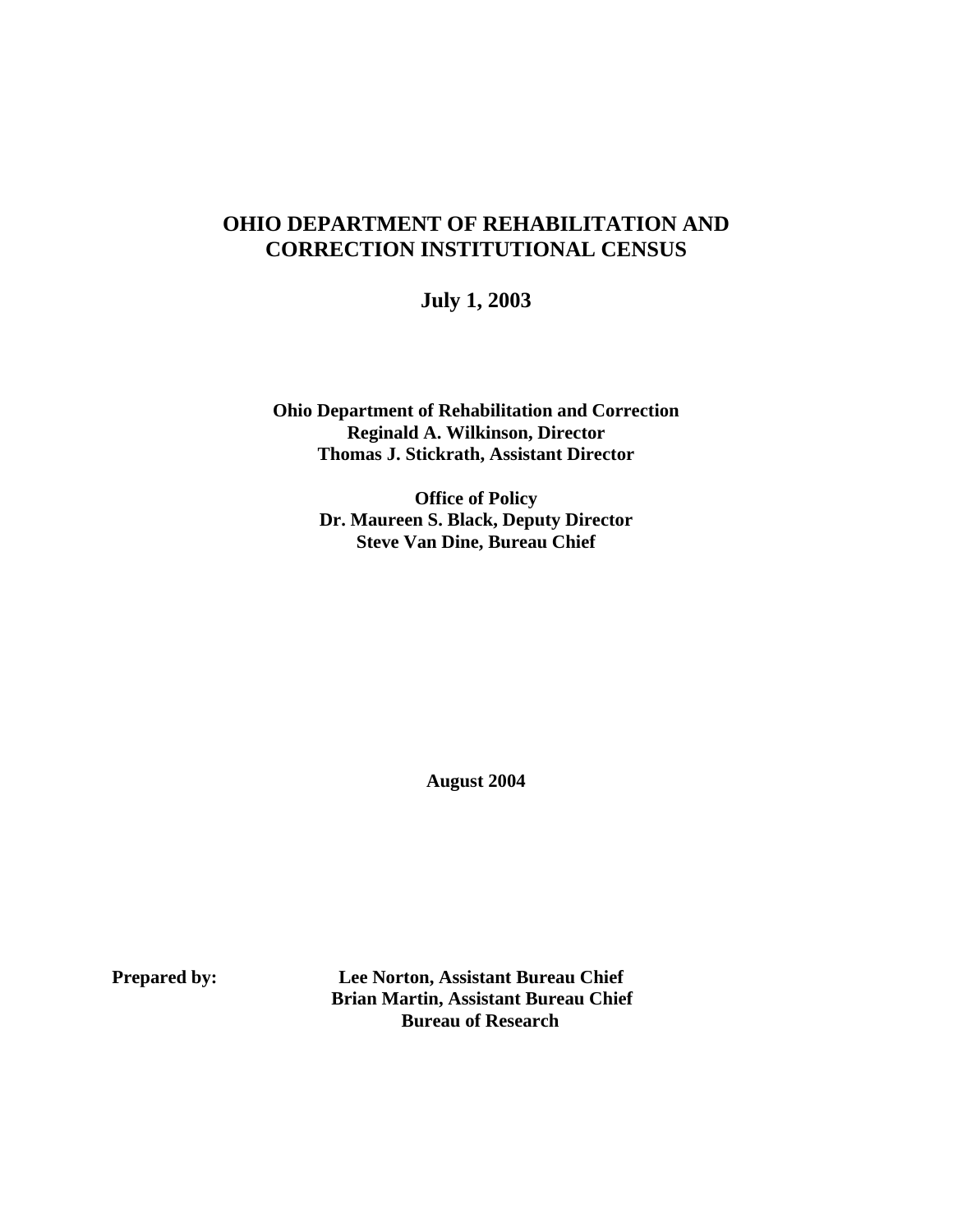# OHIO DEPARTMENT OF REHABILITATION AND CORRECTION INSTITUTIONAL CENSUS

## July 1, 2003

**Ohio Department of Rehabilitation and Correction**
**Reginald A. Wilkinson, Director**
**Thomas J. Stickrath, Assistant Director**

**Office of Policy**
**Dr. Maureen S. Black, Deputy Director**
**Steve Van Dine, Bureau Chief**

**August 2004**

**Prepared by:**

**Lee Norton, Assistant Bureau Chief**
**Brian Martin, Assistant Bureau Chief**
**Bureau of Research**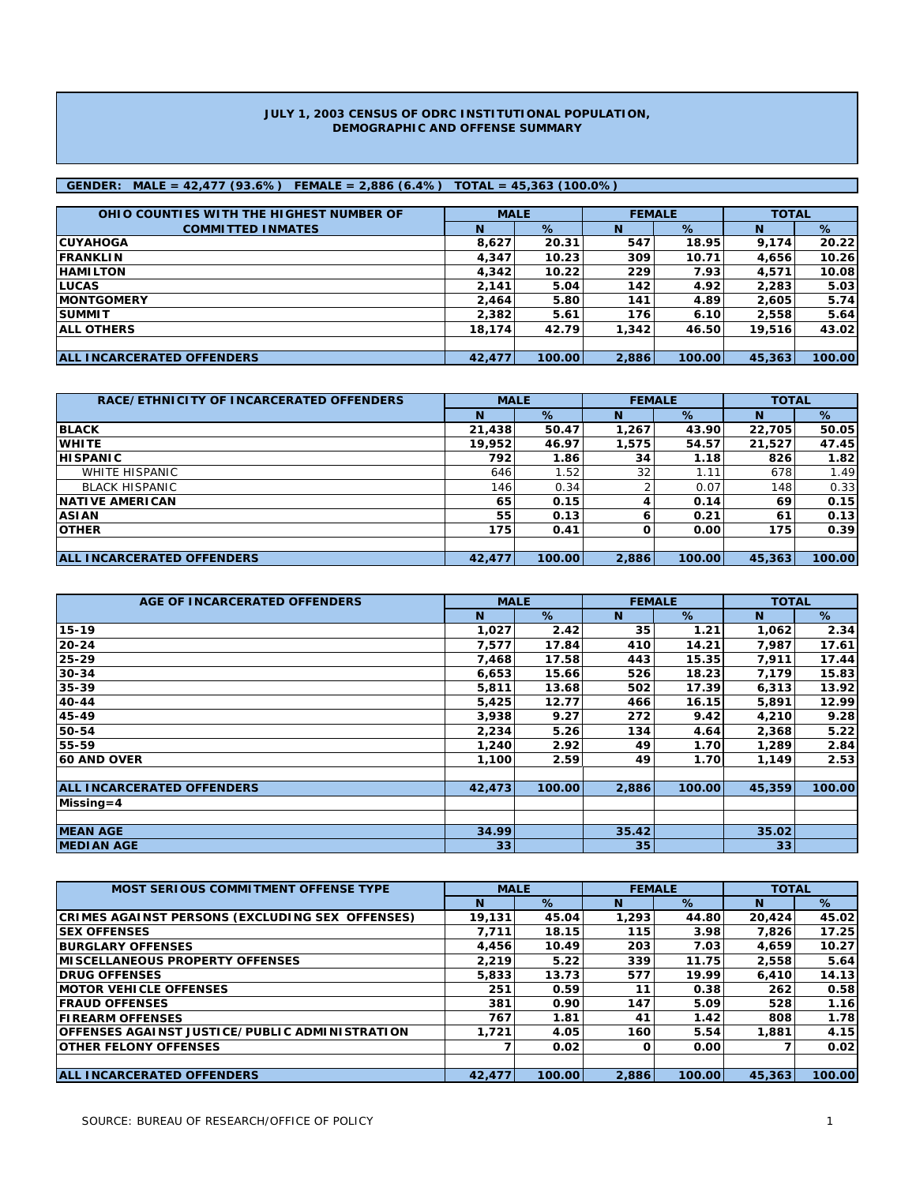# JULY 1, 2003 CENSUS OF ODRC INSTITUTIONAL POPULATION, DEMOGRAPHIC AND OFFENSE SUMMARY

**GENDER: MALE = 42,477 (93.6%) FEMALE = 2,886 (6.4%) TOTAL = 45,363 (100.0%)**

| OHIO COUNTIES WITH THE HIGHEST NUMBER OF COMMITTED INMATES | MALE | | FEMALE | | TOTAL | |
|---|---|---|---|---|---|---|
| | N | % | N | % | N | % |
| CUYAHOGA | 8,627 | 20.31 | 547 | 18.95 | 9,174 | 20.22 |
| FRANKLIN | 4,347 | 10.23 | 309 | 10.71 | 4,656 | 10.26 |
| HAMILTON | 4,342 | 10.22 | 229 | 7.93 | 4,571 | 10.08 |
| LUCAS | 2,141 | 5.04 | 142 | 4.92 | 2,283 | 5.03 |
| MONTGOMERY | 2,464 | 5.80 | 141 | 4.89 | 2,605 | 5.74 |
| SUMMIT | 2,382 | 5.61 | 176 | 6.10 | 2,558 | 5.64 |
| ALL OTHERS | 18,174 | 42.79 | 1,342 | 46.50 | 19,516 | 43.02 |
| | | | | | | |
| ALL INCARCERATED OFFENDERS | 42,477 | 100.00 | 2,886 | 100.00 | 45,363 | 100.00 |

| RACE/ETHNICITY OF INCARCERATED OFFENDERS | MALE | | FEMALE | | TOTAL | |
|---|---|---|---|---|---|---|
| | N | % | N | % | N | % |
| BLACK | 21,438 | 50.47 | 1,267 | 43.90 | 22,705 | 50.05 |
| WHITE | 19,952 | 46.97 | 1,575 | 54.57 | 21,527 | 47.45 |
| HISPANIC | 792 | 1.86 | 34 | 1.18 | 826 | 1.82 |
| WHITE HISPANIC | 646 | 1.52 | 32 | 1.11 | 678 | 1.49 |
| BLACK HISPANIC | 146 | 0.34 | 2 | 0.07 | 148 | 0.33 |
| NATIVE AMERICAN | 65 | 0.15 | 4 | 0.14 | 69 | 0.15 |
| ASIAN | 55 | 0.13 | 6 | 0.21 | 61 | 0.13 |
| OTHER | 175 | 0.41 | 0 | 0.00 | 175 | 0.39 |
| | | | | | | |
| ALL INCARCERATED OFFENDERS | 42,477 | 100.00 | 2,886 | 100.00 | 45,363 | 100.00 |

| AGE OF INCARCERATED OFFENDERS | MALE | | FEMALE | | TOTAL | |
|---|---|---|---|---|---|---|
| | N | % | N | % | N | % |
| 15-19 | 1,027 | 2.42 | 35 | 1.21 | 1,062 | 2.34 |
| 20-24 | 7,577 | 17.84 | 410 | 14.21 | 7,987 | 17.61 |
| 25-29 | 7,468 | 17.58 | 443 | 15.35 | 7,911 | 17.44 |
| 30-34 | 6,653 | 15.66 | 526 | 18.23 | 7,179 | 15.83 |
| 35-39 | 5,811 | 13.68 | 502 | 17.39 | 6,313 | 13.92 |
| 40-44 | 5,425 | 12.77 | 466 | 16.15 | 5,891 | 12.99 |
| 45-49 | 3,938 | 9.27 | 272 | 9.42 | 4,210 | 9.28 |
| 50-54 | 2,234 | 5.26 | 134 | 4.64 | 2,368 | 5.22 |
| 55-59 | 1,240 | 2.92 | 49 | 1.70 | 1,289 | 2.84 |
| 60 AND OVER | 1,100 | 2.59 | 49 | 1.70 | 1,149 | 2.53 |
| | | | | | | |
| ALL INCARCERATED OFFENDERS | 42,473 | 100.00 | 2,886 | 100.00 | 45,359 | 100.00 |
| Missing=4 | | | | | | |
| | | | | | | |
| MEAN AGE | 34.99 | | 35.42 | | 35.02 | |
| MEDIAN AGE | 33 | | 35 | | 33 | |

| MOST SERIOUS COMMITMENT OFFENSE TYPE | MALE | | FEMALE | | TOTAL | |
|---|---|---|---|---|---|---|
| | N | % | N | % | N | % |
| CRIMES AGAINST PERSONS (EXCLUDING SEX OFFENSES) | 19,131 | 45.04 | 1,293 | 44.80 | 20,424 | 45.02 |
| SEX OFFENSES | 7,711 | 18.15 | 115 | 3.98 | 7,826 | 17.25 |
| BURGLARY OFFENSES | 4,456 | 10.49 | 203 | 7.03 | 4,659 | 10.27 |
| MISCELLANEOUS PROPERTY OFFENSES | 2,219 | 5.22 | 339 | 11.75 | 2,558 | 5.64 |
| DRUG OFFENSES | 5,833 | 13.73 | 577 | 19.99 | 6,410 | 14.13 |
| MOTOR VEHICLE OFFENSES | 251 | 0.59 | 11 | 0.38 | 262 | 0.58 |
| FRAUD OFFENSES | 381 | 0.90 | 147 | 5.09 | 528 | 1.16 |
| FIREARM OFFENSES | 767 | 1.81 | 41 | 1.42 | 808 | 1.78 |
| OFFENSES AGAINST JUSTICE/PUBLIC ADMINISTRATION | 1,721 | 4.05 | 160 | 5.54 | 1,881 | 4.15 |
| OTHER FELONY OFFENSES | 7 | 0.02 | 0 | 0.00 | 7 | 0.02 |
| | | | | | | |
| ALL INCARCERATED OFFENDERS | 42,477 | 100.00 | 2,886 | 100.00 | 45,363 | 100.00 |

SOURCE: BUREAU OF RESEARCH/OFFICE OF POLICY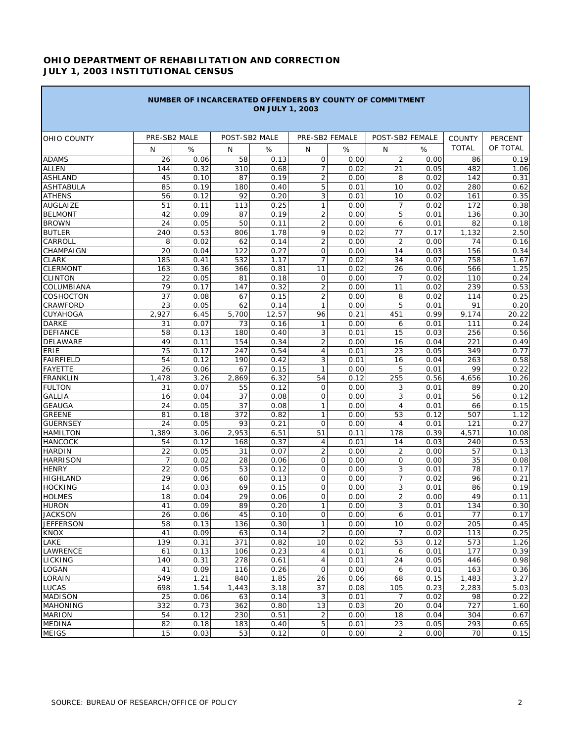# OHIO DEPARTMENT OF REHABILITATION AND CORRECTION
# JULY 1, 2003 INSTITUTIONAL CENSUS

## NUMBER OF INCARCERATED OFFENDERS BY COUNTY OF COMMITMENT ON JULY 1, 2003

| OHIO COUNTY | PRE-SB2 MALE | | POST-SB2 MALE | | PRE-SB2 FEMALE | | POST-SB2 FEMALE | | COUNTY TOTAL | PERCENT OF TOTAL |
|---|---|---|---|---|---|---|---|---|---|---|
| | N | % | N | % | N | % | N | % | | |
| ADAMS | 26 | 0.06 | 58 | 0.13 | 0 | 0.00 | 2 | 0.00 | 86 | 0.19 |
| ALLEN | 144 | 0.32 | 310 | 0.68 | 7 | 0.02 | 21 | 0.05 | 482 | 1.06 |
| ASHLAND | 45 | 0.10 | 87 | 0.19 | 2 | 0.00 | 8 | 0.02 | 142 | 0.31 |
| ASHTABULA | 85 | 0.19 | 180 | 0.40 | 5 | 0.01 | 10 | 0.02 | 280 | 0.62 |
| ATHENS | 56 | 0.12 | 92 | 0.20 | 3 | 0.01 | 10 | 0.02 | 161 | 0.35 |
| AUGLAIZE | 51 | 0.11 | 113 | 0.25 | 1 | 0.00 | 7 | 0.02 | 172 | 0.38 |
| BELMONT | 42 | 0.09 | 87 | 0.19 | 2 | 0.00 | 5 | 0.01 | 136 | 0.30 |
| BROWN | 24 | 0.05 | 50 | 0.11 | 2 | 0.00 | 6 | 0.01 | 82 | 0.18 |
| BUTLER | 240 | 0.53 | 806 | 1.78 | 9 | 0.02 | 77 | 0.17 | 1,132 | 2.50 |
| CARROLL | 8 | 0.02 | 62 | 0.14 | 2 | 0.00 | 2 | 0.00 | 74 | 0.16 |
| CHAMPAIGN | 20 | 0.04 | 122 | 0.27 | 0 | 0.00 | 14 | 0.03 | 156 | 0.34 |
| CLARK | 185 | 0.41 | 532 | 1.17 | 7 | 0.02 | 34 | 0.07 | 758 | 1.67 |
| CLERMONT | 163 | 0.36 | 366 | 0.81 | 11 | 0.02 | 26 | 0.06 | 566 | 1.25 |
| CLINTON | 22 | 0.05 | 81 | 0.18 | 0 | 0.00 | 7 | 0.02 | 110 | 0.24 |
| COLUMBIANA | 79 | 0.17 | 147 | 0.32 | 2 | 0.00 | 11 | 0.02 | 239 | 0.53 |
| COSHOCTON | 37 | 0.08 | 67 | 0.15 | 2 | 0.00 | 8 | 0.02 | 114 | 0.25 |
| CRAWFORD | 23 | 0.05 | 62 | 0.14 | 1 | 0.00 | 5 | 0.01 | 91 | 0.20 |
| CUYAHOGA | 2,927 | 6.45 | 5,700 | 12.57 | 96 | 0.21 | 451 | 0.99 | 9,174 | 20.22 |
| DARKE | 31 | 0.07 | 73 | 0.16 | 1 | 0.00 | 6 | 0.01 | 111 | 0.24 |
| DEFIANCE | 58 | 0.13 | 180 | 0.40 | 3 | 0.01 | 15 | 0.03 | 256 | 0.56 |
| DELAWARE | 49 | 0.11 | 154 | 0.34 | 2 | 0.00 | 16 | 0.04 | 221 | 0.49 |
| ERIE | 75 | 0.17 | 247 | 0.54 | 4 | 0.01 | 23 | 0.05 | 349 | 0.77 |
| FAIRFIELD | 54 | 0.12 | 190 | 0.42 | 3 | 0.01 | 16 | 0.04 | 263 | 0.58 |
| FAYETTE | 26 | 0.06 | 67 | 0.15 | 1 | 0.00 | 5 | 0.01 | 99 | 0.22 |
| FRANKLIN | 1,478 | 3.26 | 2,869 | 6.32 | 54 | 0.12 | 255 | 0.56 | 4,656 | 10.26 |
| FULTON | 31 | 0.07 | 55 | 0.12 | 0 | 0.00 | 3 | 0.01 | 89 | 0.20 |
| GALLIA | 16 | 0.04 | 37 | 0.08 | 0 | 0.00 | 3 | 0.01 | 56 | 0.12 |
| GEAUGA | 24 | 0.05 | 37 | 0.08 | 1 | 0.00 | 4 | 0.01 | 66 | 0.15 |
| GREENE | 81 | 0.18 | 372 | 0.82 | 1 | 0.00 | 53 | 0.12 | 507 | 1.12 |
| GUERNSEY | 24 | 0.05 | 93 | 0.21 | 0 | 0.00 | 4 | 0.01 | 121 | 0.27 |
| HAMILTON | 1,389 | 3.06 | 2,953 | 6.51 | 51 | 0.11 | 178 | 0.39 | 4,571 | 10.08 |
| HANCOCK | 54 | 0.12 | 168 | 0.37 | 4 | 0.01 | 14 | 0.03 | 240 | 0.53 |
| HARDIN | 22 | 0.05 | 31 | 0.07 | 2 | 0.00 | 2 | 0.00 | 57 | 0.13 |
| HARRISON | 7 | 0.02 | 28 | 0.06 | 0 | 0.00 | 0 | 0.00 | 35 | 0.08 |
| HENRY | 22 | 0.05 | 53 | 0.12 | 0 | 0.00 | 3 | 0.01 | 78 | 0.17 |
| HIGHLAND | 29 | 0.06 | 60 | 0.13 | 0 | 0.00 | 7 | 0.02 | 96 | 0.21 |
| HOCKING | 14 | 0.03 | 69 | 0.15 | 0 | 0.00 | 3 | 0.01 | 86 | 0.19 |
| HOLMES | 18 | 0.04 | 29 | 0.06 | 0 | 0.00 | 2 | 0.00 | 49 | 0.11 |
| HURON | 41 | 0.09 | 89 | 0.20 | 1 | 0.00 | 3 | 0.01 | 134 | 0.30 |
| JACKSON | 26 | 0.06 | 45 | 0.10 | 0 | 0.00 | 6 | 0.01 | 77 | 0.17 |
| JEFFERSON | 58 | 0.13 | 136 | 0.30 | 1 | 0.00 | 10 | 0.02 | 205 | 0.45 |
| KNOX | 41 | 0.09 | 63 | 0.14 | 2 | 0.00 | 7 | 0.02 | 113 | 0.25 |
| LAKE | 139 | 0.31 | 371 | 0.82 | 10 | 0.02 | 53 | 0.12 | 573 | 1.26 |
| LAWRENCE | 61 | 0.13 | 106 | 0.23 | 4 | 0.01 | 6 | 0.01 | 177 | 0.39 |
| LICKING | 140 | 0.31 | 278 | 0.61 | 4 | 0.01 | 24 | 0.05 | 446 | 0.98 |
| LOGAN | 41 | 0.09 | 116 | 0.26 | 0 | 0.00 | 6 | 0.01 | 163 | 0.36 |
| LORAIN | 549 | 1.21 | 840 | 1.85 | 26 | 0.06 | 68 | 0.15 | 1,483 | 3.27 |
| LUCAS | 698 | 1.54 | 1,443 | 3.18 | 37 | 0.08 | 105 | 0.23 | 2,283 | 5.03 |
| MADISON | 25 | 0.06 | 63 | 0.14 | 3 | 0.01 | 7 | 0.02 | 98 | 0.22 |
| MAHONING | 332 | 0.73 | 362 | 0.80 | 13 | 0.03 | 20 | 0.04 | 727 | 1.60 |
| MARION | 54 | 0.12 | 230 | 0.51 | 2 | 0.00 | 18 | 0.04 | 304 | 0.67 |
| MEDINA | 82 | 0.18 | 183 | 0.40 | 5 | 0.01 | 23 | 0.05 | 293 | 0.65 |
| MEIGS | 15 | 0.03 | 53 | 0.12 | 0 | 0.00 | 2 | 0.00 | 70 | 0.15 |

SOURCE: BUREAU OF RESEARCH/OFFICE OF POLICY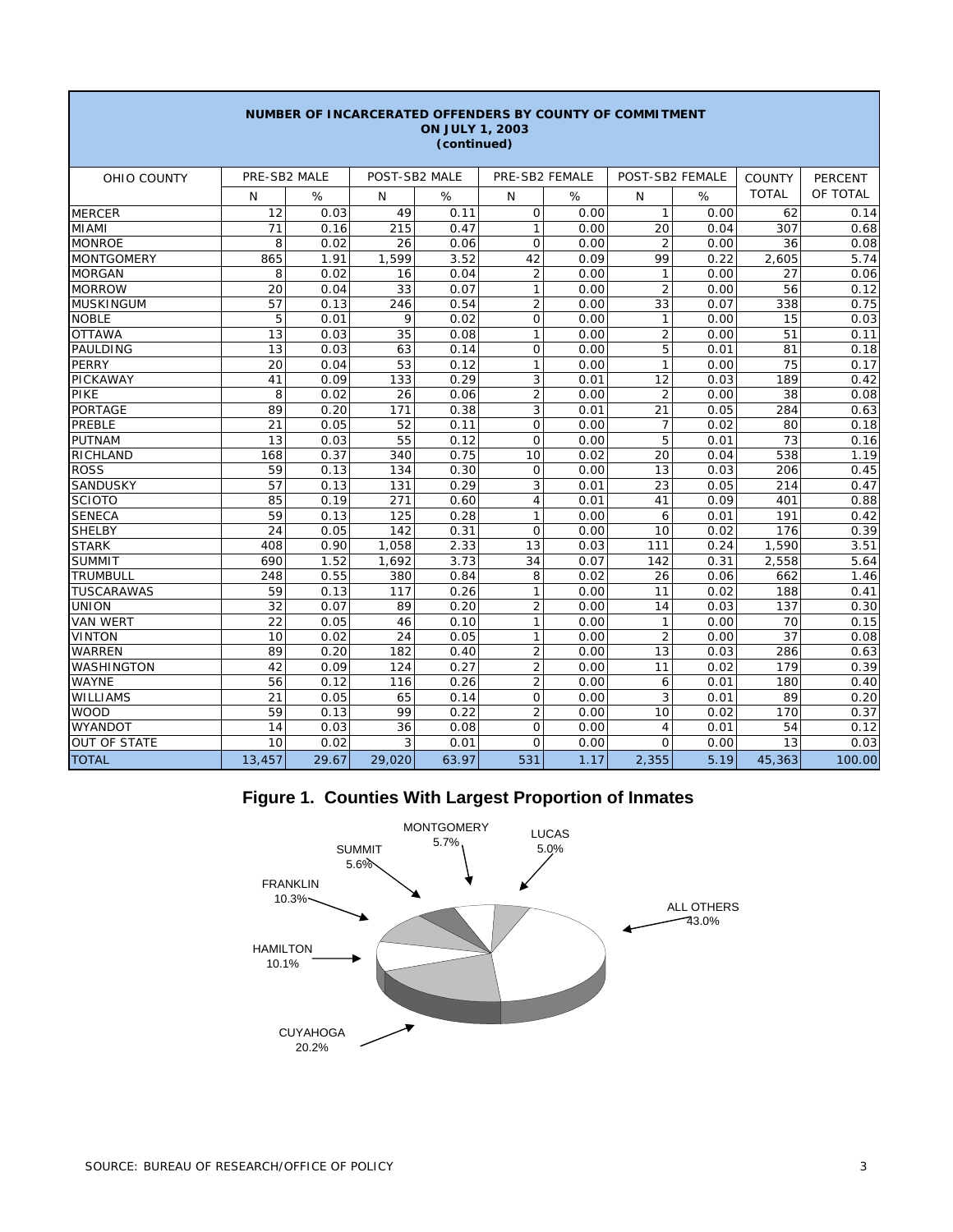**NUMBER OF INCARCERATED OFFENDERS BY COUNTY OF COMMITMENT ON JULY 1, 2003 (continued)**

| OHIO COUNTY | PRE-SB2 MALE | | POST-SB2 MALE | | PRE-SB2 FEMALE | | POST-SB2 FEMALE | | COUNTY TOTAL | PERCENT OF TOTAL |
|---|---|---|---|---|---|---|---|---|---|---|
| | N | % | N | % | N | % | N | % | | |
| MERCER | 12 | 0.03 | 49 | 0.11 | 0 | 0.00 | 1 | 0.00 | 62 | 0.14 |
| MIAMI | 71 | 0.16 | 215 | 0.47 | 1 | 0.00 | 20 | 0.04 | 307 | 0.68 |
| MONROE | 8 | 0.02 | 26 | 0.06 | 0 | 0.00 | 2 | 0.00 | 36 | 0.08 |
| MONTGOMERY | 865 | 1.91 | 1,599 | 3.52 | 42 | 0.09 | 99 | 0.22 | 2,605 | 5.74 |
| MORGAN | 8 | 0.02 | 16 | 0.04 | 2 | 0.00 | 1 | 0.00 | 27 | 0.06 |
| MORROW | 20 | 0.04 | 33 | 0.07 | 1 | 0.00 | 2 | 0.00 | 56 | 0.12 |
| MUSKINGUM | 57 | 0.13 | 246 | 0.54 | 2 | 0.00 | 33 | 0.07 | 338 | 0.75 |
| NOBLE | 5 | 0.01 | 9 | 0.02 | 0 | 0.00 | 1 | 0.00 | 15 | 0.03 |
| OTTAWA | 13 | 0.03 | 35 | 0.08 | 1 | 0.00 | 2 | 0.00 | 51 | 0.11 |
| PAULDING | 13 | 0.03 | 63 | 0.14 | 0 | 0.00 | 5 | 0.01 | 81 | 0.18 |
| PERRY | 20 | 0.04 | 53 | 0.12 | 1 | 0.00 | 1 | 0.00 | 75 | 0.17 |
| PICKAWAY | 41 | 0.09 | 133 | 0.29 | 3 | 0.01 | 12 | 0.03 | 189 | 0.42 |
| PIKE | 8 | 0.02 | 26 | 0.06 | 2 | 0.00 | 2 | 0.00 | 38 | 0.08 |
| PORTAGE | 89 | 0.20 | 171 | 0.38 | 3 | 0.01 | 21 | 0.05 | 284 | 0.63 |
| PREBLE | 21 | 0.05 | 52 | 0.11 | 0 | 0.00 | 7 | 0.02 | 80 | 0.18 |
| PUTNAM | 13 | 0.03 | 55 | 0.12 | 0 | 0.00 | 5 | 0.01 | 73 | 0.16 |
| RICHLAND | 168 | 0.37 | 340 | 0.75 | 10 | 0.02 | 20 | 0.04 | 538 | 1.19 |
| ROSS | 59 | 0.13 | 134 | 0.30 | 0 | 0.00 | 13 | 0.03 | 206 | 0.45 |
| SANDUSKY | 57 | 0.13 | 131 | 0.29 | 3 | 0.01 | 23 | 0.05 | 214 | 0.47 |
| SCIOTO | 85 | 0.19 | 271 | 0.60 | 4 | 0.01 | 41 | 0.09 | 401 | 0.88 |
| SENECA | 59 | 0.13 | 125 | 0.28 | 1 | 0.00 | 6 | 0.01 | 191 | 0.42 |
| SHELBY | 24 | 0.05 | 142 | 0.31 | 0 | 0.00 | 10 | 0.02 | 176 | 0.39 |
| STARK | 408 | 0.90 | 1,058 | 2.33 | 13 | 0.03 | 111 | 0.24 | 1,590 | 3.51 |
| SUMMIT | 690 | 1.52 | 1,692 | 3.73 | 34 | 0.07 | 142 | 0.31 | 2,558 | 5.64 |
| TRUMBULL | 248 | 0.55 | 380 | 0.84 | 8 | 0.02 | 26 | 0.06 | 662 | 1.46 |
| TUSCARAWAS | 59 | 0.13 | 117 | 0.26 | 1 | 0.00 | 11 | 0.02 | 188 | 0.41 |
| UNION | 32 | 0.07 | 89 | 0.20 | 2 | 0.00 | 14 | 0.03 | 137 | 0.30 |
| VAN WERT | 22 | 0.05 | 46 | 0.10 | 1 | 0.00 | 1 | 0.00 | 70 | 0.15 |
| VINTON | 10 | 0.02 | 24 | 0.05 | 1 | 0.00 | 2 | 0.00 | 37 | 0.08 |
| WARREN | 89 | 0.20 | 182 | 0.40 | 2 | 0.00 | 13 | 0.03 | 286 | 0.63 |
| WASHINGTON | 42 | 0.09 | 124 | 0.27 | 2 | 0.00 | 11 | 0.02 | 179 | 0.39 |
| WAYNE | 56 | 0.12 | 116 | 0.26 | 2 | 0.00 | 6 | 0.01 | 180 | 0.40 |
| WILLIAMS | 21 | 0.05 | 65 | 0.14 | 0 | 0.00 | 3 | 0.01 | 89 | 0.20 |
| WOOD | 59 | 0.13 | 99 | 0.22 | 2 | 0.00 | 10 | 0.02 | 170 | 0.37 |
| WYANDOT | 14 | 0.03 | 36 | 0.08 | 0 | 0.00 | 4 | 0.01 | 54 | 0.12 |
| OUT OF STATE | 10 | 0.02 | 3 | 0.01 | 0 | 0.00 | 0 | 0.00 | 13 | 0.03 |
| TOTAL | 13,457 | 29.67 | 29,020 | 63.97 | 531 | 1.17 | 2,355 | 5.19 | 45,363 | 100.00 |

## Figure 1. Counties With Largest Proportion of Inmates

MONTGOMERY 5.7%, LUCAS 5.0%, SUMMIT 5.6%, FRANKLIN 10.3%, ALL OTHERS 43.0%, HAMILTON 10.1%, CUYAHOGA 20.2%

SOURCE: BUREAU OF RESEARCH/OFFICE OF POLICY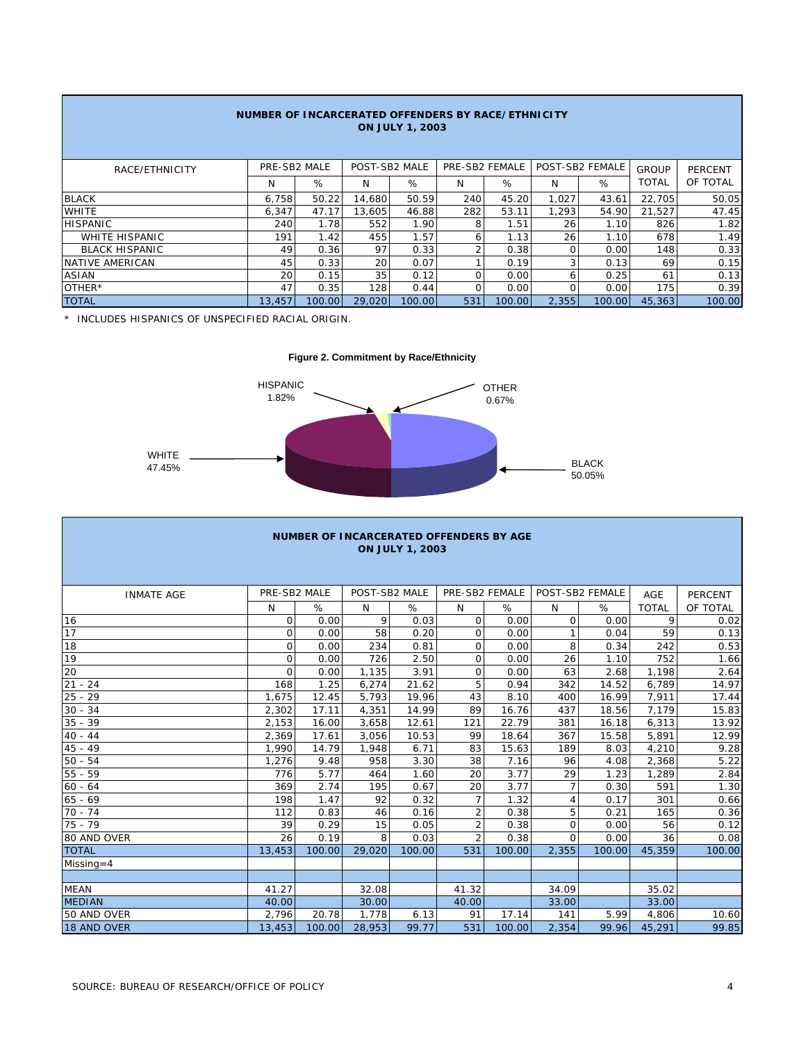## NUMBER OF INCARCERATED OFFENDERS BY RACE/ETHNICITY
### ON JULY 1, 2003

| RACE/ETHNICITY | PRE-SB2 MALE | | POST-SB2 MALE | | PRE-SB2 FEMALE | | POST-SB2 FEMALE | | GROUP TOTAL | PERCENT OF TOTAL |
|---|---|---|---|---|---|---|---|---|---|---|
| | N | % | N | % | N | % | N | % | | |
| BLACK | 6,758 | 50.22 | 14,680 | 50.59 | 240 | 45.20 | 1,027 | 43.61 | 22,705 | 50.05 |
| WHITE | 6,347 | 47.17 | 13,605 | 46.88 | 282 | 53.11 | 1,293 | 54.90 | 21,527 | 47.45 |
| HISPANIC | 240 | 1.78 | 552 | 1.90 | 8 | 1.51 | 26 | 1.10 | 826 | 1.82 |
| WHITE HISPANIC | 191 | 1.42 | 455 | 1.57 | 6 | 1.13 | 26 | 1.10 | 678 | 1.49 |
| BLACK HISPANIC | 49 | 0.36 | 97 | 0.33 | 2 | 0.38 | 0 | 0.00 | 148 | 0.33 |
| NATIVE AMERICAN | 45 | 0.33 | 20 | 0.07 | 1 | 0.19 | 3 | 0.13 | 69 | 0.15 |
| ASIAN | 20 | 0.15 | 35 | 0.12 | 0 | 0.00 | 6 | 0.25 | 61 | 0.13 |
| OTHER* | 47 | 0.35 | 128 | 0.44 | 0 | 0.00 | 0 | 0.00 | 175 | 0.39 |
| TOTAL | 13,457 | 100.00 | 29,020 | 100.00 | 531 | 100.00 | 2,355 | 100.00 | 45,363 | 100.00 |

* INCLUDES HISPANICS OF UNSPECIFIED RACIAL ORIGIN.

**Figure 2. Commitment by Race/Ethnicity**

HISPANIC 1.82%
OTHER 0.67%
WHITE 47.45%
BLACK 50.05%

## NUMBER OF INCARCERATED OFFENDERS BY AGE
### ON JULY 1, 2003

| INMATE AGE | PRE-SB2 MALE | | POST-SB2 MALE | | PRE-SB2 FEMALE | | POST-SB2 FEMALE | | AGE TOTAL | PERCENT OF TOTAL |
|---|---|---|---|---|---|---|---|---|---|---|
| | N | % | N | % | N | % | N | % | | |
| 16 | 0 | 0.00 | 9 | 0.03 | 0 | 0.00 | 0 | 0.00 | 9 | 0.02 |
| 17 | 0 | 0.00 | 58 | 0.20 | 0 | 0.00 | 1 | 0.04 | 59 | 0.13 |
| 18 | 0 | 0.00 | 234 | 0.81 | 0 | 0.00 | 8 | 0.34 | 242 | 0.53 |
| 19 | 0 | 0.00 | 726 | 2.50 | 0 | 0.00 | 26 | 1.10 | 752 | 1.66 |
| 20 | 0 | 0.00 | 1,135 | 3.91 | 0 | 0.00 | 63 | 2.68 | 1,198 | 2.64 |
| 21 - 24 | 168 | 1.25 | 6,274 | 21.62 | 5 | 0.94 | 342 | 14.52 | 6,789 | 14.97 |
| 25 - 29 | 1,675 | 12.45 | 5,793 | 19.96 | 43 | 8.10 | 400 | 16.99 | 7,911 | 17.44 |
| 30 - 34 | 2,302 | 17.11 | 4,351 | 14.99 | 89 | 16.76 | 437 | 18.56 | 7,179 | 15.83 |
| 35 - 39 | 2,153 | 16.00 | 3,658 | 12.61 | 121 | 22.79 | 381 | 16.18 | 6,313 | 13.92 |
| 40 - 44 | 2,369 | 17.61 | 3,056 | 10.53 | 99 | 18.64 | 367 | 15.58 | 5,891 | 12.99 |
| 45 - 49 | 1,990 | 14.79 | 1,948 | 6.71 | 83 | 15.63 | 189 | 8.03 | 4,210 | 9.28 |
| 50 - 54 | 1,276 | 9.48 | 958 | 3.30 | 38 | 7.16 | 96 | 4.08 | 2,368 | 5.22 |
| 55 - 59 | 776 | 5.77 | 464 | 1.60 | 20 | 3.77 | 29 | 1.23 | 1,289 | 2.84 |
| 60 - 64 | 369 | 2.74 | 195 | 0.67 | 20 | 3.77 | 7 | 0.30 | 591 | 1.30 |
| 65 - 69 | 198 | 1.47 | 92 | 0.32 | 7 | 1.32 | 4 | 0.17 | 301 | 0.66 |
| 70 - 74 | 112 | 0.83 | 46 | 0.16 | 2 | 0.38 | 5 | 0.21 | 165 | 0.36 |
| 75 - 79 | 39 | 0.29 | 15 | 0.05 | 2 | 0.38 | 0 | 0.00 | 56 | 0.12 |
| 80 AND OVER | 26 | 0.19 | 8 | 0.03 | 2 | 0.38 | 0 | 0.00 | 36 | 0.08 |
| TOTAL | 13,453 | 100.00 | 29,020 | 100.00 | 531 | 100.00 | 2,355 | 100.00 | 45,359 | 100.00 |
| Missing=4 | | | | | | | | | | |
| | | | | | | | | | | |
| MEAN | 41.27 | | 32.08 | | 41.32 | | 34.09 | | 35.02 | |
| MEDIAN | 40.00 | | 30.00 | | 40.00 | | 33.00 | | 33.00 | |
| 50 AND OVER | 2,796 | 20.78 | 1,778 | 6.13 | 91 | 17.14 | 141 | 5.99 | 4,806 | 10.60 |
| 18 AND OVER | 13,453 | 100.00 | 28,953 | 99.77 | 531 | 100.00 | 2,354 | 99.96 | 45,291 | 99.85 |

SOURCE: BUREAU OF RESEARCH/OFFICE OF POLICY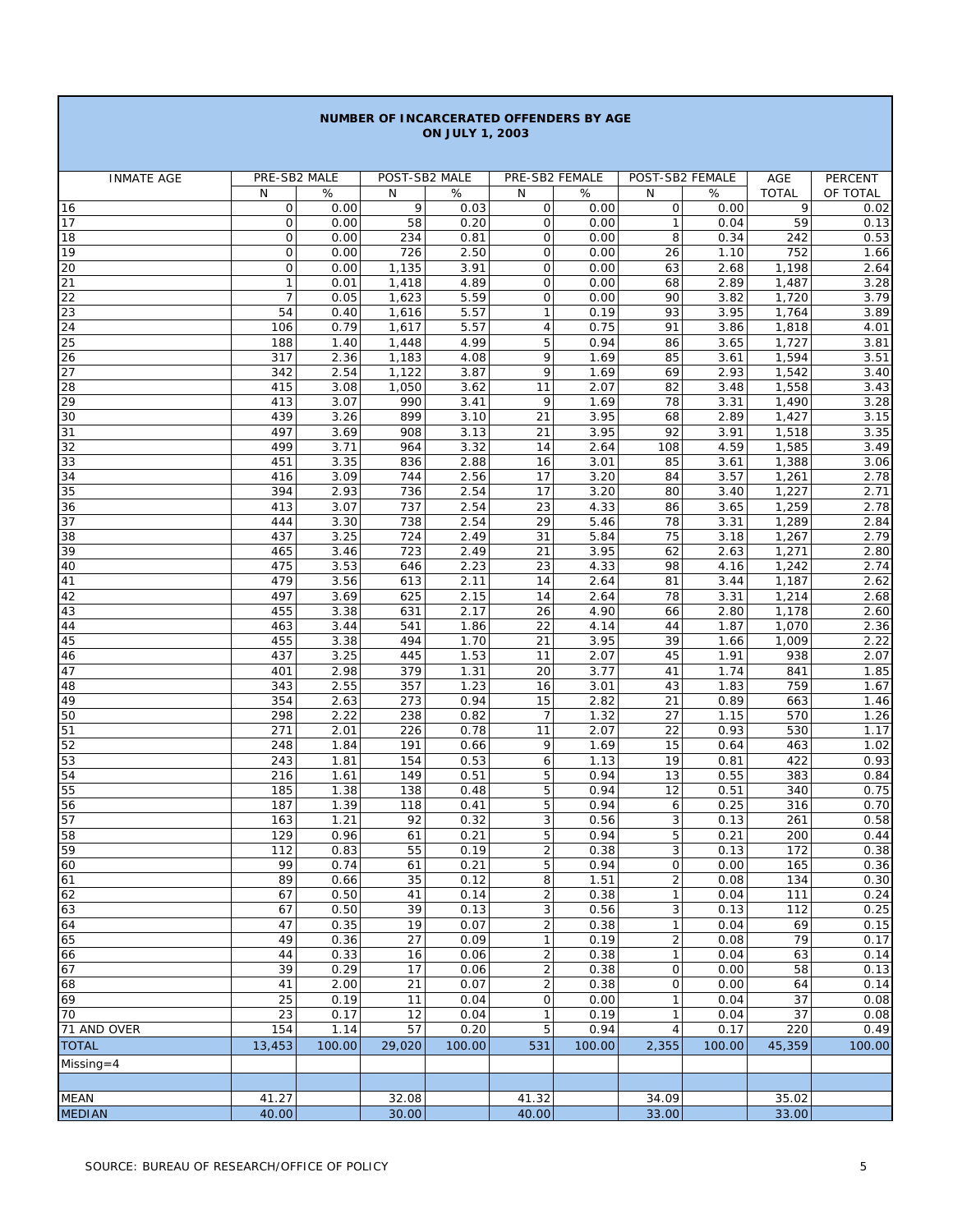## NUMBER OF INCARCERATED OFFENDERS BY AGE
## ON JULY 1, 2003

| INMATE AGE | PRE-SB2 MALE | | POST-SB2 MALE | | PRE-SB2 FEMALE | | POST-SB2 FEMALE | | AGE | PERCENT |
|---|---|---|---|---|---|---|---|---|---|---|
| | N | % | N | % | N | % | N | % | TOTAL | OF TOTAL |
| 16 | 0 | 0.00 | 9 | 0.03 | 0 | 0.00 | 0 | 0.00 | 9 | 0.02 |
| 17 | 0 | 0.00 | 58 | 0.20 | 0 | 0.00 | 1 | 0.04 | 59 | 0.13 |
| 18 | 0 | 0.00 | 234 | 0.81 | 0 | 0.00 | 8 | 0.34 | 242 | 0.53 |
| 19 | 0 | 0.00 | 726 | 2.50 | 0 | 0.00 | 26 | 1.10 | 752 | 1.66 |
| 20 | 0 | 0.00 | 1,135 | 3.91 | 0 | 0.00 | 63 | 2.68 | 1,198 | 2.64 |
| 21 | 1 | 0.01 | 1,418 | 4.89 | 0 | 0.00 | 68 | 2.89 | 1,487 | 3.28 |
| 22 | 7 | 0.05 | 1,623 | 5.59 | 0 | 0.00 | 90 | 3.82 | 1,720 | 3.79 |
| 23 | 54 | 0.40 | 1,616 | 5.57 | 1 | 0.19 | 93 | 3.95 | 1,764 | 3.89 |
| 24 | 106 | 0.79 | 1,617 | 5.57 | 4 | 0.75 | 91 | 3.86 | 1,818 | 4.01 |
| 25 | 188 | 1.40 | 1,448 | 4.99 | 5 | 0.94 | 86 | 3.65 | 1,727 | 3.81 |
| 26 | 317 | 2.36 | 1,183 | 4.08 | 9 | 1.69 | 85 | 3.61 | 1,594 | 3.51 |
| 27 | 342 | 2.54 | 1,122 | 3.87 | 9 | 1.69 | 69 | 2.93 | 1,542 | 3.40 |
| 28 | 415 | 3.08 | 1,050 | 3.62 | 11 | 2.07 | 82 | 3.48 | 1,558 | 3.43 |
| 29 | 413 | 3.07 | 990 | 3.41 | 9 | 1.69 | 78 | 3.31 | 1,490 | 3.28 |
| 30 | 439 | 3.26 | 899 | 3.10 | 21 | 3.95 | 68 | 2.89 | 1,427 | 3.15 |
| 31 | 497 | 3.69 | 908 | 3.13 | 21 | 3.95 | 92 | 3.91 | 1,518 | 3.35 |
| 32 | 499 | 3.71 | 964 | 3.32 | 14 | 2.64 | 108 | 4.59 | 1,585 | 3.49 |
| 33 | 451 | 3.35 | 836 | 2.88 | 16 | 3.01 | 85 | 3.61 | 1,388 | 3.06 |
| 34 | 416 | 3.09 | 744 | 2.56 | 17 | 3.20 | 84 | 3.57 | 1,261 | 2.78 |
| 35 | 394 | 2.93 | 736 | 2.54 | 17 | 3.20 | 80 | 3.40 | 1,227 | 2.71 |
| 36 | 413 | 3.07 | 737 | 2.54 | 23 | 4.33 | 86 | 3.65 | 1,259 | 2.78 |
| 37 | 444 | 3.30 | 738 | 2.54 | 29 | 5.46 | 78 | 3.31 | 1,289 | 2.84 |
| 38 | 437 | 3.25 | 724 | 2.49 | 31 | 5.84 | 75 | 3.18 | 1,267 | 2.79 |
| 39 | 465 | 3.46 | 723 | 2.49 | 21 | 3.95 | 62 | 2.63 | 1,271 | 2.80 |
| 40 | 475 | 3.53 | 646 | 2.23 | 23 | 4.33 | 98 | 4.16 | 1,242 | 2.74 |
| 41 | 479 | 3.56 | 613 | 2.11 | 14 | 2.64 | 81 | 3.44 | 1,187 | 2.62 |
| 42 | 497 | 3.69 | 625 | 2.15 | 14 | 2.64 | 78 | 3.31 | 1,214 | 2.68 |
| 43 | 455 | 3.38 | 631 | 2.17 | 26 | 4.90 | 66 | 2.80 | 1,178 | 2.60 |
| 44 | 463 | 3.44 | 541 | 1.86 | 22 | 4.14 | 44 | 1.87 | 1,070 | 2.36 |
| 45 | 455 | 3.38 | 494 | 1.70 | 21 | 3.95 | 39 | 1.66 | 1,009 | 2.22 |
| 46 | 437 | 3.25 | 445 | 1.53 | 11 | 2.07 | 45 | 1.91 | 938 | 2.07 |
| 47 | 401 | 2.98 | 379 | 1.31 | 20 | 3.77 | 41 | 1.74 | 841 | 1.85 |
| 48 | 343 | 2.55 | 357 | 1.23 | 16 | 3.01 | 43 | 1.83 | 759 | 1.67 |
| 49 | 354 | 2.63 | 273 | 0.94 | 15 | 2.82 | 21 | 0.89 | 663 | 1.46 |
| 50 | 298 | 2.22 | 238 | 0.82 | 7 | 1.32 | 27 | 1.15 | 570 | 1.26 |
| 51 | 271 | 2.01 | 226 | 0.78 | 11 | 2.07 | 22 | 0.93 | 530 | 1.17 |
| 52 | 248 | 1.84 | 191 | 0.66 | 9 | 1.69 | 15 | 0.64 | 463 | 1.02 |
| 53 | 243 | 1.81 | 154 | 0.53 | 6 | 1.13 | 19 | 0.81 | 422 | 0.93 |
| 54 | 216 | 1.61 | 149 | 0.51 | 5 | 0.94 | 13 | 0.55 | 383 | 0.84 |
| 55 | 185 | 1.38 | 138 | 0.48 | 5 | 0.94 | 12 | 0.51 | 340 | 0.75 |
| 56 | 187 | 1.39 | 118 | 0.41 | 5 | 0.94 | 6 | 0.25 | 316 | 0.70 |
| 57 | 163 | 1.21 | 92 | 0.32 | 3 | 0.56 | 3 | 0.13 | 261 | 0.58 |
| 58 | 129 | 0.96 | 61 | 0.21 | 5 | 0.94 | 5 | 0.21 | 200 | 0.44 |
| 59 | 112 | 0.83 | 55 | 0.19 | 2 | 0.38 | 3 | 0.13 | 172 | 0.38 |
| 60 | 99 | 0.74 | 61 | 0.21 | 5 | 0.94 | 0 | 0.00 | 165 | 0.36 |
| 61 | 89 | 0.66 | 35 | 0.12 | 8 | 1.51 | 2 | 0.08 | 134 | 0.30 |
| 62 | 67 | 0.50 | 41 | 0.14 | 2 | 0.38 | 1 | 0.04 | 111 | 0.24 |
| 63 | 67 | 0.50 | 39 | 0.13 | 3 | 0.56 | 3 | 0.13 | 112 | 0.25 |
| 64 | 47 | 0.35 | 19 | 0.07 | 2 | 0.38 | 1 | 0.04 | 69 | 0.15 |
| 65 | 49 | 0.36 | 27 | 0.09 | 1 | 0.19 | 2 | 0.08 | 79 | 0.17 |
| 66 | 44 | 0.33 | 16 | 0.06 | 2 | 0.38 | 1 | 0.04 | 63 | 0.14 |
| 67 | 39 | 0.29 | 17 | 0.06 | 2 | 0.38 | 0 | 0.00 | 58 | 0.13 |
| 68 | 41 | 2.00 | 21 | 0.07 | 2 | 0.38 | 0 | 0.00 | 64 | 0.14 |
| 69 | 25 | 0.19 | 11 | 0.04 | 0 | 0.00 | 1 | 0.04 | 37 | 0.08 |
| 70 | 23 | 0.17 | 12 | 0.04 | 1 | 0.19 | 1 | 0.04 | 37 | 0.08 |
| 71 AND OVER | 154 | 1.14 | 57 | 0.20 | 5 | 0.94 | 4 | 0.17 | 220 | 0.49 |
| TOTAL | 13,453 | 100.00 | 29,020 | 100.00 | 531 | 100.00 | 2,355 | 100.00 | 45,359 | 100.00 |
| Missing=4 | | | | | | | | | | |
| | | | | | | | | | | |
| MEAN | 41.27 | | 32.08 | | 41.32 | | 34.09 | | 35.02 | |
| MEDIAN | 40.00 | | 30.00 | | 40.00 | | 33.00 | | 33.00 | |

SOURCE: BUREAU OF RESEARCH/OFFICE OF POLICY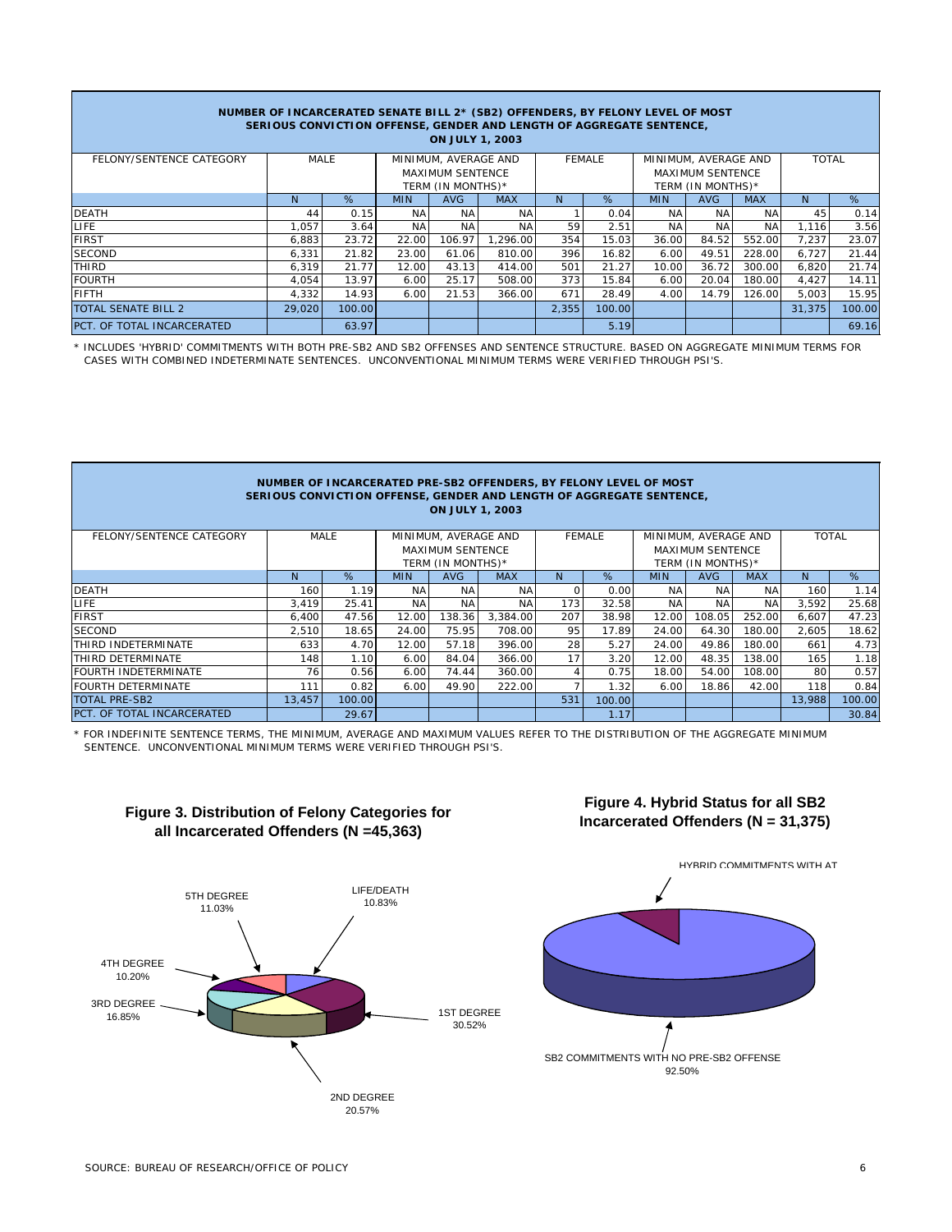**NUMBER OF INCARCERATED SENATE BILL 2* (SB2) OFFENDERS, BY FELONY LEVEL OF MOST SERIOUS CONVICTION OFFENSE, GENDER AND LENGTH OF AGGREGATE SENTENCE, ON JULY 1, 2003**

| FELONY/SENTENCE CATEGORY | MALE | | MINIMUM, AVERAGE AND MAXIMUM SENTENCE TERM (IN MONTHS)* | | | FEMALE | | MINIMUM, AVERAGE AND MAXIMUM SENTENCE TERM (IN MONTHS)* | | | TOTAL | |
|---|---|---|---|---|---|---|---|---|---|---|---|---|
| | N | % | MIN | AVG | MAX | N | % | MIN | AVG | MAX | N | % |
| DEATH | 44 | 0.15 | NA | NA | NA | 1 | 0.04 | NA | NA | NA | 45 | 0.14 |
| LIFE | 1,057 | 3.64 | NA | NA | NA | 59 | 2.51 | NA | NA | NA | 1,116 | 3.56 |
| FIRST | 6,883 | 23.72 | 22.00 | 106.97 | 1,296.00 | 354 | 15.03 | 36.00 | 84.52 | 552.00 | 7,237 | 23.07 |
| SECOND | 6,331 | 21.82 | 23.00 | 61.06 | 810.00 | 396 | 16.82 | 6.00 | 49.51 | 228.00 | 6,727 | 21.44 |
| THIRD | 6,319 | 21.77 | 12.00 | 43.13 | 414.00 | 501 | 21.27 | 10.00 | 36.72 | 300.00 | 6,820 | 21.74 |
| FOURTH | 4,054 | 13.97 | 6.00 | 25.17 | 508.00 | 373 | 15.84 | 6.00 | 20.04 | 180.00 | 4,427 | 14.11 |
| FIFTH | 4,332 | 14.93 | 6.00 | 21.53 | 366.00 | 671 | 28.49 | 4.00 | 14.79 | 126.00 | 5,003 | 15.95 |
| TOTAL SENATE BILL 2 | 29,020 | 100.00 | | | | 2,355 | 100.00 | | | | 31,375 | 100.00 |
| PCT. OF TOTAL INCARCERATED | | 63.97 | | | | | 5.19 | | | | | 69.16 |

\* INCLUDES 'HYBRID' COMMITMENTS WITH BOTH PRE-SB2 AND SB2 OFFENSES AND SENTENCE STRUCTURE. BASED ON AGGREGATE MINIMUM TERMS FOR CASES WITH COMBINED INDETERMINATE SENTENCES. UNCONVENTIONAL MINIMUM TERMS WERE VERIFIED THROUGH PSI'S.

**NUMBER OF INCARCERATED PRE-SB2 OFFENDERS, BY FELONY LEVEL OF MOST SERIOUS CONVICTION OFFENSE, GENDER AND LENGTH OF AGGREGATE SENTENCE, ON JULY 1, 2003**

| FELONY/SENTENCE CATEGORY | MALE | | MINIMUM, AVERAGE AND MAXIMUM SENTENCE TERM (IN MONTHS)* | | | FEMALE | | MINIMUM, AVERAGE AND MAXIMUM SENTENCE TERM (IN MONTHS)* | | | TOTAL | |
|---|---|---|---|---|---|---|---|---|---|---|---|---|
| | N | % | MIN | AVG | MAX | N | % | MIN | AVG | MAX | N | % |
| DEATH | 160 | 1.19 | NA | NA | NA | 0 | 0.00 | NA | NA | NA | 160 | 1.14 |
| LIFE | 3,419 | 25.41 | NA | NA | NA | 173 | 32.58 | NA | NA | NA | 3,592 | 25.68 |
| FIRST | 6,400 | 47.56 | 12.00 | 138.36 | 3,384.00 | 207 | 38.98 | 12.00 | 108.05 | 252.00 | 6,607 | 47.23 |
| SECOND | 2,510 | 18.65 | 24.00 | 75.95 | 708.00 | 95 | 17.89 | 24.00 | 64.30 | 180.00 | 2,605 | 18.62 |
| THIRD INDETERMINATE | 633 | 4.70 | 12.00 | 57.18 | 396.00 | 28 | 5.27 | 24.00 | 49.86 | 180.00 | 661 | 4.73 |
| THIRD DETERMINATE | 148 | 1.10 | 6.00 | 84.04 | 366.00 | 17 | 3.20 | 12.00 | 48.35 | 138.00 | 165 | 1.18 |
| FOURTH INDETERMINATE | 76 | 0.56 | 6.00 | 74.44 | 360.00 | 4 | 0.75 | 18.00 | 54.00 | 108.00 | 80 | 0.57 |
| FOURTH DETERMINATE | 111 | 0.82 | 6.00 | 49.90 | 222.00 | 7 | 1.32 | 6.00 | 18.86 | 42.00 | 118 | 0.84 |
| TOTAL PRE-SB2 | 13,457 | 100.00 | | | | 531 | 100.00 | | | | 13,988 | 100.00 |
| PCT. OF TOTAL INCARCERATED | | 29.67 | | | | | 1.17 | | | | | 30.84 |

\* FOR INDEFINITE SENTENCE TERMS, THE MINIMUM, AVERAGE AND MAXIMUM VALUES REFER TO THE DISTRIBUTION OF THE AGGREGATE MINIMUM SENTENCE. UNCONVENTIONAL MINIMUM TERMS WERE VERIFIED THROUGH PSI'S.

**Figure 3. Distribution of Felony Categories for all Incarcerated Offenders (N =45,363)**

LIFE/DEATH 10.83%; 1ST DEGREE 30.52%; 2ND DEGREE 20.57%; 3RD DEGREE 16.85%; 4TH DEGREE 10.20%; 5TH DEGREE 11.03%

**Figure 4. Hybrid Status for all SB2 Incarcerated Offenders (N = 31,375)**

HYBRID COMMITMENTS WITH AT; SB2 COMMITMENTS WITH NO PRE-SB2 OFFENSE 92.50%

SOURCE: BUREAU OF RESEARCH/OFFICE OF POLICY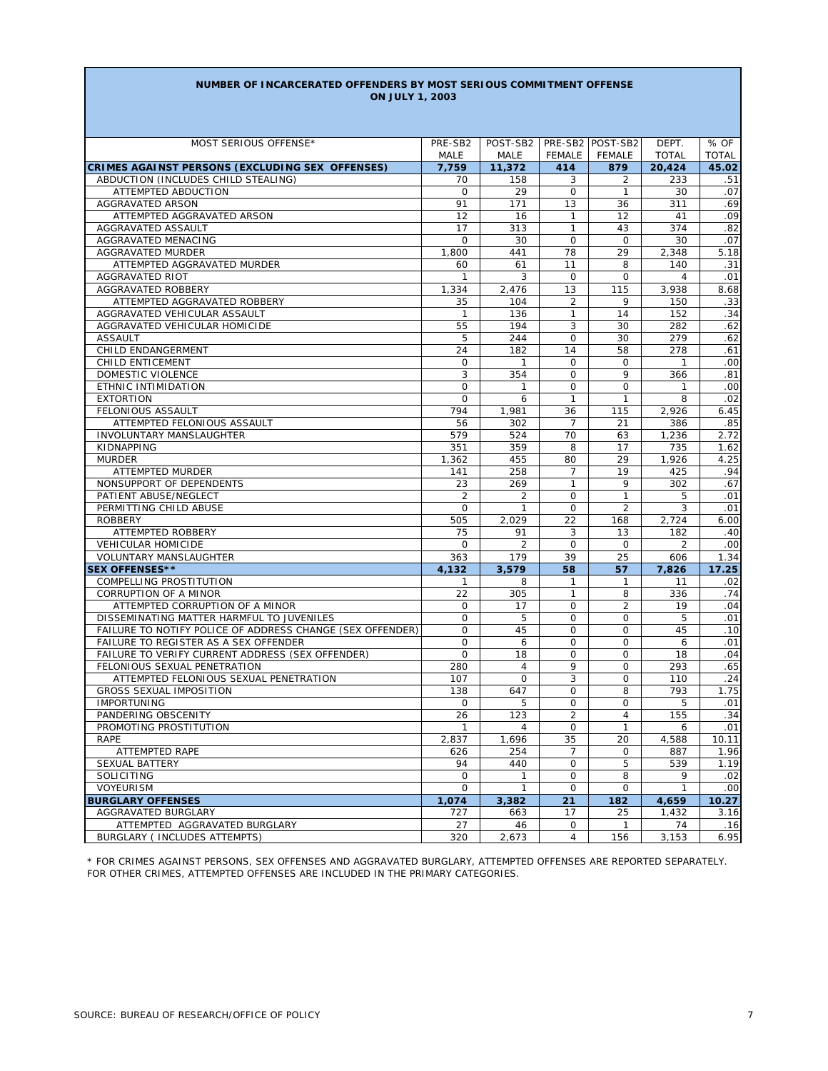## NUMBER OF INCARCERATED OFFENDERS BY MOST SERIOUS COMMITMENT OFFENSE
### ON JULY 1, 2003

| MOST SERIOUS OFFENSE* | PRE-SB2 MALE | POST-SB2 MALE | PRE-SB2 FEMALE | POST-SB2 FEMALE | DEPT. TOTAL | % OF TOTAL |
|---|---|---|---|---|---|---|
| **CRIMES AGAINST PERSONS (EXCLUDING SEX OFFENSES)** | **7,759** | **11,372** | **414** | **879** | **20,424** | **45.02** |
| ABDUCTION (INCLUDES CHILD STEALING) | 70 | 158 | 3 | 2 | 233 | .51 |
| ATTEMPTED ABDUCTION | 0 | 29 | 0 | 1 | 30 | .07 |
| AGGRAVATED ARSON | 91 | 171 | 13 | 36 | 311 | .69 |
| ATTEMPTED AGGRAVATED ARSON | 12 | 16 | 1 | 12 | 41 | .09 |
| AGGRAVATED ASSAULT | 17 | 313 | 1 | 43 | 374 | .82 |
| AGGRAVATED MENACING | 0 | 30 | 0 | 0 | 30 | .07 |
| AGGRAVATED MURDER | 1,800 | 441 | 78 | 29 | 2,348 | 5.18 |
| ATTEMPTED AGGRAVATED MURDER | 60 | 61 | 11 | 8 | 140 | .31 |
| AGGRAVATED RIOT | 1 | 3 | 0 | 0 | 4 | .01 |
| AGGRAVATED ROBBERY | 1,334 | 2,476 | 13 | 115 | 3,938 | 8.68 |
| ATTEMPTED AGGRAVATED ROBBERY | 35 | 104 | 2 | 9 | 150 | .33 |
| AGGRAVATED VEHICULAR ASSAULT | 1 | 136 | 1 | 14 | 152 | .34 |
| AGGRAVATED VEHICULAR HOMICIDE | 55 | 194 | 3 | 30 | 282 | .62 |
| ASSAULT | 5 | 244 | 0 | 30 | 279 | .62 |
| CHILD ENDANGERMENT | 24 | 182 | 14 | 58 | 278 | .61 |
| CHILD ENTICEMENT | 0 | 1 | 0 | 0 | 1 | .00 |
| DOMESTIC VIOLENCE | 3 | 354 | 0 | 9 | 366 | .81 |
| ETHNIC INTIMIDATION | 0 | 1 | 0 | 0 | 1 | .00 |
| EXTORTION | 0 | 6 | 1 | 1 | 8 | .02 |
| FELONIOUS ASSAULT | 794 | 1,981 | 36 | 115 | 2,926 | 6.45 |
| ATTEMPTED FELONIOUS ASSAULT | 56 | 302 | 7 | 21 | 386 | .85 |
| INVOLUNTARY MANSLAUGHTER | 579 | 524 | 70 | 63 | 1,236 | 2.72 |
| KIDNAPPING | 351 | 359 | 8 | 17 | 735 | 1.62 |
| MURDER | 1,362 | 455 | 80 | 29 | 1,926 | 4.25 |
| ATTEMPTED MURDER | 141 | 258 | 7 | 19 | 425 | .94 |
| NONSUPPORT OF DEPENDENTS | 23 | 269 | 1 | 9 | 302 | .67 |
| PATIENT ABUSE/NEGLECT | 2 | 2 | 0 | 1 | 5 | .01 |
| PERMITTING CHILD ABUSE | 0 | 1 | 0 | 2 | 3 | .01 |
| ROBBERY | 505 | 2,029 | 22 | 168 | 2,724 | 6.00 |
| ATTEMPTED ROBBERY | 75 | 91 | 3 | 13 | 182 | .40 |
| VEHICULAR HOMICIDE | 0 | 2 | 0 | 0 | 2 | .00 |
| VOLUNTARY MANSLAUGHTER | 363 | 179 | 39 | 25 | 606 | 1.34 |
| **SEX OFFENSES**** | **4,132** | **3,579** | **58** | **57** | **7,826** | **17.25** |
| COMPELLING PROSTITUTION | 1 | 8 | 1 | 1 | 11 | .02 |
| CORRUPTION OF A MINOR | 22 | 305 | 1 | 8 | 336 | .74 |
| ATTEMPTED CORRUPTION OF A MINOR | 0 | 17 | 0 | 2 | 19 | .04 |
| DISSEMINATING MATTER HARMFUL TO JUVENILES | 0 | 5 | 0 | 0 | 5 | .01 |
| FAILURE TO NOTIFY POLICE OF ADDRESS CHANGE (SEX OFFENDER) | 0 | 45 | 0 | 0 | 45 | .10 |
| FAILURE TO REGISTER AS A SEX OFFENDER | 0 | 6 | 0 | 0 | 6 | .01 |
| FAILURE TO VERIFY CURRENT ADDRESS (SEX OFFENDER) | 0 | 18 | 0 | 0 | 18 | .04 |
| FELONIOUS SEXUAL PENETRATION | 280 | 4 | 9 | 0 | 293 | .65 |
| ATTEMPTED FELONIOUS SEXUAL PENETRATION | 107 | 0 | 3 | 0 | 110 | .24 |
| GROSS SEXUAL IMPOSITION | 138 | 647 | 0 | 8 | 793 | 1.75 |
| IMPORTUNING | 0 | 5 | 0 | 0 | 5 | .01 |
| PANDERING OBSCENITY | 26 | 123 | 2 | 4 | 155 | .34 |
| PROMOTING PROSTITUTION | 1 | 4 | 0 | 1 | 6 | .01 |
| RAPE | 2,837 | 1,696 | 35 | 20 | 4,588 | 10.11 |
| ATTEMPTED RAPE | 626 | 254 | 7 | 0 | 887 | 1.96 |
| SEXUAL BATTERY | 94 | 440 | 0 | 5 | 539 | 1.19 |
| SOLICITING | 0 | 1 | 0 | 8 | 9 | .02 |
| VOYEURISM | 0 | 1 | 0 | 0 | 1 | .00 |
| **BURGLARY OFFENSES** | **1,074** | **3,382** | **21** | **182** | **4,659** | **10.27** |
| AGGRAVATED BURGLARY | 727 | 663 | 17 | 25 | 1,432 | 3.16 |
| ATTEMPTED AGGRAVATED BURGLARY | 27 | 46 | 0 | 1 | 74 | .16 |
| BURGLARY ( INCLUDES ATTEMPTS) | 320 | 2,673 | 4 | 156 | 3,153 | 6.95 |

* FOR CRIMES AGAINST PERSONS, SEX OFFENSES AND AGGRAVATED BURGLARY, ATTEMPTED OFFENSES ARE REPORTED SEPARATELY. FOR OTHER CRIMES, ATTEMPTED OFFENSES ARE INCLUDED IN THE PRIMARY CATEGORIES.

SOURCE: BUREAU OF RESEARCH/OFFICE OF POLICY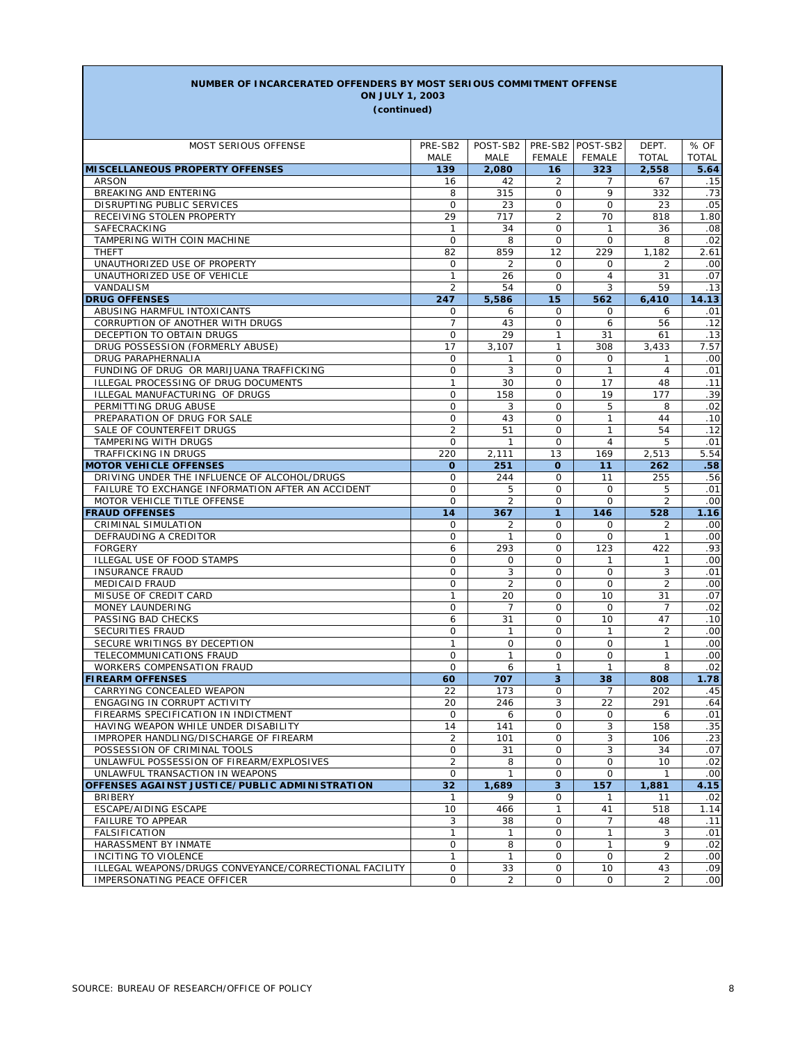**NUMBER OF INCARCERATED OFFENDERS BY MOST SERIOUS COMMITMENT OFFENSE**
**ON JULY 1, 2003**
**(continued)**

| MOST SERIOUS OFFENSE | PRE-SB2 MALE | POST-SB2 MALE | PRE-SB2 FEMALE | POST-SB2 FEMALE | DEPT. TOTAL | % OF TOTAL |
|---|---|---|---|---|---|---|
| **MISCELLANEOUS PROPERTY OFFENSES** | **139** | **2,080** | **16** | **323** | **2,558** | **5.64** |
| ARSON | 16 | 42 | 2 | 7 | 67 | .15 |
| BREAKING AND ENTERING | 8 | 315 | 0 | 9 | 332 | .73 |
| DISRUPTING PUBLIC SERVICES | 0 | 23 | 0 | 0 | 23 | .05 |
| RECEIVING STOLEN PROPERTY | 29 | 717 | 2 | 70 | 818 | 1.80 |
| SAFECRACKING | 1 | 34 | 0 | 1 | 36 | .08 |
| TAMPERING WITH COIN MACHINE | 0 | 8 | 0 | 0 | 8 | .02 |
| THEFT | 82 | 859 | 12 | 229 | 1,182 | 2.61 |
| UNAUTHORIZED USE OF PROPERTY | 0 | 2 | 0 | 0 | 2 | .00 |
| UNAUTHORIZED USE OF VEHICLE | 1 | 26 | 0 | 4 | 31 | .07 |
| VANDALISM | 2 | 54 | 0 | 3 | 59 | .13 |
| **DRUG OFFENSES** | **247** | **5,586** | **15** | **562** | **6,410** | **14.13** |
| ABUSING HARMFUL INTOXICANTS | 0 | 6 | 0 | 0 | 6 | .01 |
| CORRUPTION OF ANOTHER WITH DRUGS | 7 | 43 | 0 | 6 | 56 | .12 |
| DECEPTION TO OBTAIN DRUGS | 0 | 29 | 1 | 31 | 61 | .13 |
| DRUG POSSESSION (FORMERLY ABUSE) | 17 | 3,107 | 1 | 308 | 3,433 | 7.57 |
| DRUG PARAPHERNALIA | 0 | 1 | 0 | 0 | 1 | .00 |
| FUNDING OF DRUG OR MARIJUANA TRAFFICKING | 0 | 3 | 0 | 1 | 4 | .01 |
| ILLEGAL PROCESSING OF DRUG DOCUMENTS | 1 | 30 | 0 | 17 | 48 | .11 |
| ILLEGAL MANUFACTURING OF DRUGS | 0 | 158 | 0 | 19 | 177 | .39 |
| PERMITTING DRUG ABUSE | 0 | 3 | 0 | 5 | 8 | .02 |
| PREPARATION OF DRUG FOR SALE | 0 | 43 | 0 | 1 | 44 | .10 |
| SALE OF COUNTERFEIT DRUGS | 2 | 51 | 0 | 1 | 54 | .12 |
| TAMPERING WITH DRUGS | 0 | 1 | 0 | 4 | 5 | .01 |
| TRAFFICKING IN DRUGS | 220 | 2,111 | 13 | 169 | 2,513 | 5.54 |
| **MOTOR VEHICLE OFFENSES** | **0** | **251** | **0** | **11** | **262** | **.58** |
| DRIVING UNDER THE INFLUENCE OF ALCOHOL/DRUGS | 0 | 244 | 0 | 11 | 255 | .56 |
| FAILURE TO EXCHANGE INFORMATION AFTER AN ACCIDENT | 0 | 5 | 0 | 0 | 5 | .01 |
| MOTOR VEHICLE TITLE OFFENSE | 0 | 2 | 0 | 0 | 2 | .00 |
| **FRAUD OFFENSES** | **14** | **367** | **1** | **146** | **528** | **1.16** |
| CRIMINAL SIMULATION | 0 | 2 | 0 | 0 | 2 | .00 |
| DEFRAUDING A CREDITOR | 0 | 1 | 0 | 0 | 1 | .00 |
| FORGERY | 6 | 293 | 0 | 123 | 422 | .93 |
| ILLEGAL USE OF FOOD STAMPS | 0 | 0 | 0 | 1 | 1 | .00 |
| INSURANCE FRAUD | 0 | 3 | 0 | 0 | 3 | .01 |
| MEDICAID FRAUD | 0 | 2 | 0 | 0 | 2 | .00 |
| MISUSE OF CREDIT CARD | 1 | 20 | 0 | 10 | 31 | .07 |
| MONEY LAUNDERING | 0 | 7 | 0 | 0 | 7 | .02 |
| PASSING BAD CHECKS | 6 | 31 | 0 | 10 | 47 | .10 |
| SECURITIES FRAUD | 0 | 1 | 0 | 1 | 2 | .00 |
| SECURE WRITINGS BY DECEPTION | 1 | 0 | 0 | 0 | 1 | .00 |
| TELECOMMUNICATIONS FRAUD | 0 | 1 | 0 | 0 | 1 | .00 |
| WORKERS COMPENSATION FRAUD | 0 | 6 | 1 | 1 | 8 | .02 |
| **FIREARM OFFENSES** | **60** | **707** | **3** | **38** | **808** | **1.78** |
| CARRYING CONCEALED WEAPON | 22 | 173 | 0 | 7 | 202 | .45 |
| ENGAGING IN CORRUPT ACTIVITY | 20 | 246 | 3 | 22 | 291 | .64 |
| FIREARMS SPECIFICATION IN INDICTMENT | 0 | 6 | 0 | 0 | 6 | .01 |
| HAVING WEAPON WHILE UNDER DISABILITY | 14 | 141 | 0 | 3 | 158 | .35 |
| IMPROPER HANDLING/DISCHARGE OF FIREARM | 2 | 101 | 0 | 3 | 106 | .23 |
| POSSESSION OF CRIMINAL TOOLS | 0 | 31 | 0 | 3 | 34 | .07 |
| UNLAWFUL POSSESSION OF FIREARM/EXPLOSIVES | 2 | 8 | 0 | 0 | 10 | .02 |
| UNLAWFUL TRANSACTION IN WEAPONS | 0 | 1 | 0 | 0 | 1 | .00 |
| **OFFENSES AGAINST JUSTICE/PUBLIC ADMINISTRATION** | **32** | **1,689** | **3** | **157** | **1,881** | **4.15** |
| BRIBERY | 1 | 9 | 0 | 1 | 11 | .02 |
| ESCAPE/AIDING ESCAPE | 10 | 466 | 1 | 41 | 518 | 1.14 |
| FAILURE TO APPEAR | 3 | 38 | 0 | 7 | 48 | .11 |
| FALSIFICATION | 1 | 1 | 0 | 1 | 3 | .01 |
| HARASSMENT BY INMATE | 0 | 8 | 0 | 1 | 9 | .02 |
| INCITING TO VIOLENCE | 1 | 1 | 0 | 0 | 2 | .00 |
| ILLEGAL WEAPONS/DRUGS CONVEYANCE/CORRECTIONAL FACILITY | 0 | 33 | 0 | 10 | 43 | .09 |
| IMPERSONATING PEACE OFFICER | 0 | 2 | 0 | 0 | 2 | .00 |

SOURCE: BUREAU OF RESEARCH/OFFICE OF POLICY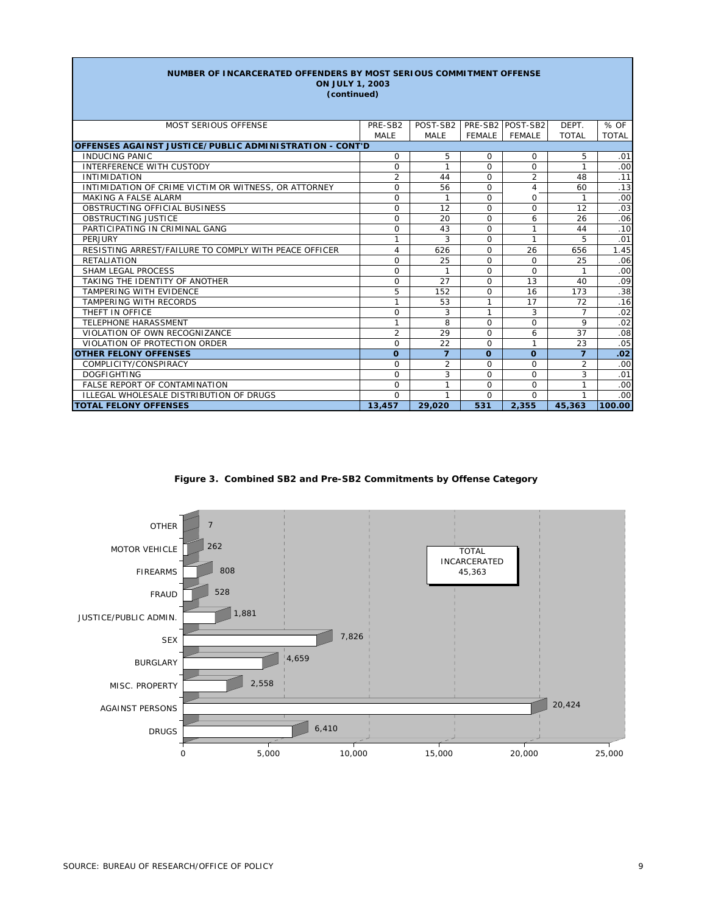**NUMBER OF INCARCERATED OFFENDERS BY MOST SERIOUS COMMITMENT OFFENSE ON JULY 1, 2003 (continued)**

| MOST SERIOUS OFFENSE | PRE-SB2 MALE | POST-SB2 MALE | PRE-SB2 FEMALE | POST-SB2 FEMALE | DEPT. TOTAL | % OF TOTAL |
|---|---|---|---|---|---|---|
| **OFFENSES AGAINST JUSTICE/PUBLIC ADMINISTRATION - CONT'D** | | | | | | |
| INDUCING PANIC | 0 | 5 | 0 | 0 | 5 | .01 |
| INTERFERENCE WITH CUSTODY | 0 | 1 | 0 | 0 | 1 | .00 |
| INTIMIDATION | 2 | 44 | 0 | 2 | 48 | .11 |
| INTIMIDATION OF CRIME VICTIM OR WITNESS, OR ATTORNEY | 0 | 56 | 0 | 4 | 60 | .13 |
| MAKING A FALSE ALARM | 0 | 1 | 0 | 0 | 1 | .00 |
| OBSTRUCTING OFFICIAL BUSINESS | 0 | 12 | 0 | 0 | 12 | .03 |
| OBSTRUCTING JUSTICE | 0 | 20 | 0 | 6 | 26 | .06 |
| PARTICIPATING IN CRIMINAL GANG | 0 | 43 | 0 | 1 | 44 | .10 |
| PERJURY | 1 | 3 | 0 | 1 | 5 | .01 |
| RESISTING ARREST/FAILURE TO COMPLY WITH PEACE OFFICER | 4 | 626 | 0 | 26 | 656 | 1.45 |
| RETALIATION | 0 | 25 | 0 | 0 | 25 | .06 |
| SHAM LEGAL PROCESS | 0 | 1 | 0 | 0 | 1 | .00 |
| TAKING THE IDENTITY OF ANOTHER | 0 | 27 | 0 | 13 | 40 | .09 |
| TAMPERING WITH EVIDENCE | 5 | 152 | 0 | 16 | 173 | .38 |
| TAMPERING WITH RECORDS | 1 | 53 | 1 | 17 | 72 | .16 |
| THEFT IN OFFICE | 0 | 3 | 1 | 3 | 7 | .02 |
| TELEPHONE HARASSMENT | 1 | 8 | 0 | 0 | 9 | .02 |
| VIOLATION OF OWN RECOGNIZANCE | 2 | 29 | 0 | 6 | 37 | .08 |
| VIOLATION OF PROTECTION ORDER | 0 | 22 | 0 | 1 | 23 | .05 |
| **OTHER FELONY OFFENSES** | **0** | **7** | **0** | **0** | **7** | **.02** |
| COMPLICITY/CONSPIRACY | 0 | 2 | 0 | 0 | 2 | .00 |
| DOGFIGHTING | 0 | 3 | 0 | 0 | 3 | .01 |
| FALSE REPORT OF CONTAMINATION | 0 | 1 | 0 | 0 | 1 | .00 |
| ILLEGAL WHOLESALE DISTRIBUTION OF DRUGS | 0 | 1 | 0 | 0 | 1 | .00 |
| **TOTAL FELONY OFFENSES** | **13,457** | **29,020** | **531** | **2,355** | **45,363** | **100.00** |

**Figure 3. Combined SB2 and Pre-SB2 Commitments by Offense Category**

OTHER 7
MOTOR VEHICLE 262
FIREARMS 808
FRAUD 528
JUSTICE/PUBLIC ADMIN. 1,881
SEX 7,826
BURGLARY 4,659
MISC. PROPERTY 2,558
AGAINST PERSONS 20,424
DRUGS 6,410

TOTAL INCARCERATED 45,363

0 5,000 10,000 15,000 20,000 25,000

SOURCE: BUREAU OF RESEARCH/OFFICE OF POLICY